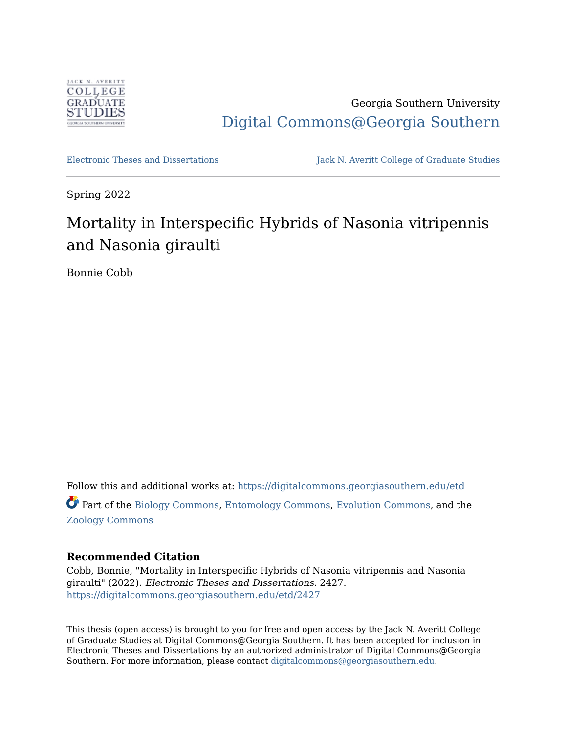Georgia Southern University

Digital Commons@Georgia Southern

Electronic Theses and Dissertations

Jack N. Averitt College of Graduate Studies

Spring 2022

# Mortality in Interspecific Hybrids of Nasonia vitripennis and Nasonia giraulti

Bonnie Cobb

Follow this and additional works at: https://digitalcommons.georgiasouthern.edu/etd

Part of the Biology Commons, Entomology Commons, Evolution Commons, and the Zoology Commons

**Recommended Citation**

Cobb, Bonnie, "Mortality in Interspecific Hybrids of Nasonia vitripennis and Nasonia giraulti" (2022). *Electronic Theses and Dissertations*. 2427.
https://digitalcommons.georgiasouthern.edu/etd/2427

This thesis (open access) is brought to you for free and open access by the Jack N. Averitt College of Graduate Studies at Digital Commons@Georgia Southern. It has been accepted for inclusion in Electronic Theses and Dissertations by an authorized administrator of Digital Commons@Georgia Southern. For more information, please contact digitalcommons@georgiasouthern.edu.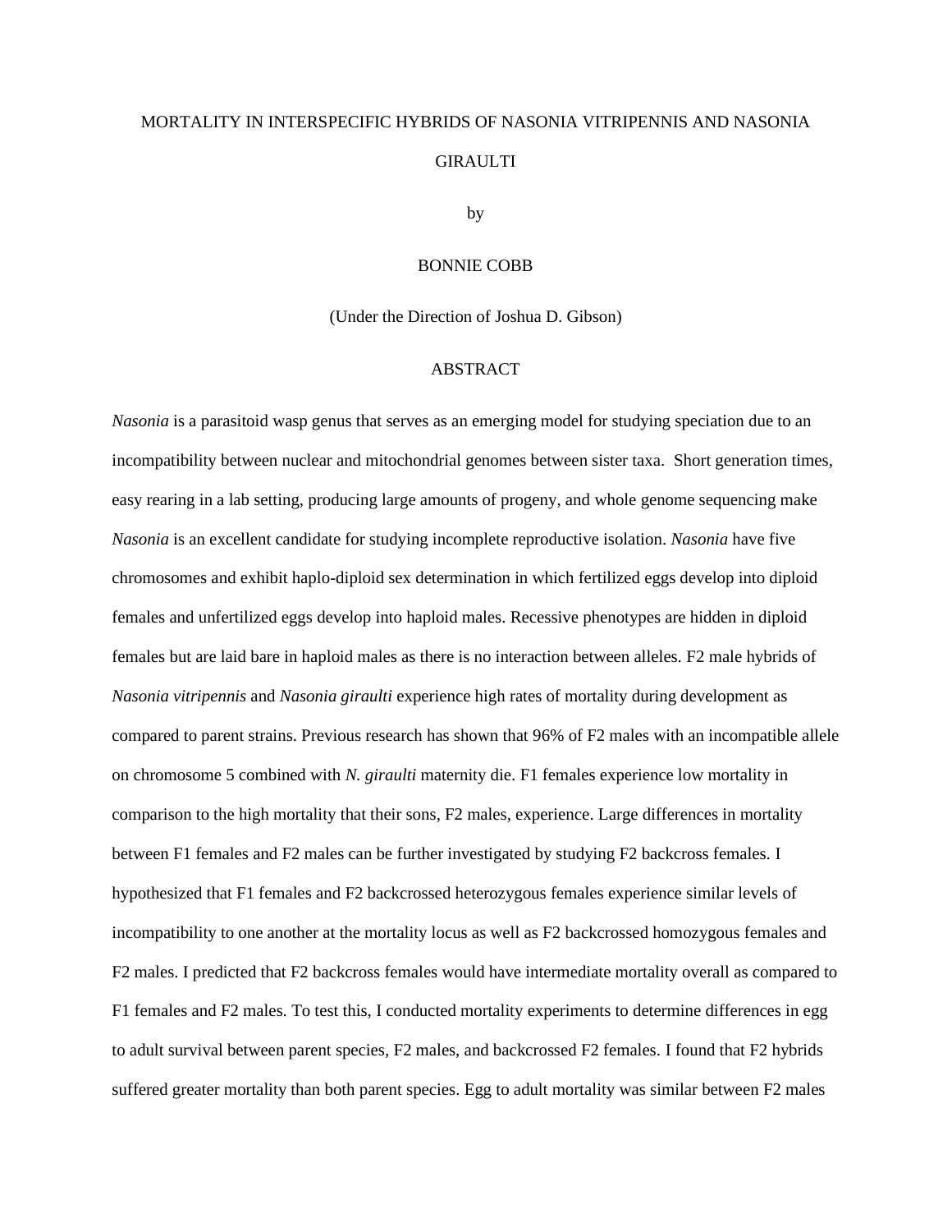MORTALITY IN INTERSPECIFIC HYBRIDS OF NASONIA VITRIPENNIS AND NASONIA GIRAULTI

by

BONNIE COBB

(Under the Direction of Joshua D. Gibson)

ABSTRACT

*Nasonia* is a parasitoid wasp genus that serves as an emerging model for studying speciation due to an incompatibility between nuclear and mitochondrial genomes between sister taxa. Short generation times, easy rearing in a lab setting, producing large amounts of progeny, and whole genome sequencing make *Nasonia* is an excellent candidate for studying incomplete reproductive isolation. *Nasonia* have five chromosomes and exhibit haplo-diploid sex determination in which fertilized eggs develop into diploid females and unfertilized eggs develop into haploid males. Recessive phenotypes are hidden in diploid females but are laid bare in haploid males as there is no interaction between alleles. F2 male hybrids of *Nasonia vitripennis* and *Nasonia giraulti* experience high rates of mortality during development as compared to parent strains. Previous research has shown that 96% of F2 males with an incompatible allele on chromosome 5 combined with *N. giraulti* maternity die. F1 females experience low mortality in comparison to the high mortality that their sons, F2 males, experience. Large differences in mortality between F1 females and F2 males can be further investigated by studying F2 backcross females. I hypothesized that F1 females and F2 backcrossed heterozygous females experience similar levels of incompatibility to one another at the mortality locus as well as F2 backcrossed homozygous females and F2 males. I predicted that F2 backcross females would have intermediate mortality overall as compared to F1 females and F2 males. To test this, I conducted mortality experiments to determine differences in egg to adult survival between parent species, F2 males, and backcrossed F2 females. I found that F2 hybrids suffered greater mortality than both parent species. Egg to adult mortality was similar between F2 males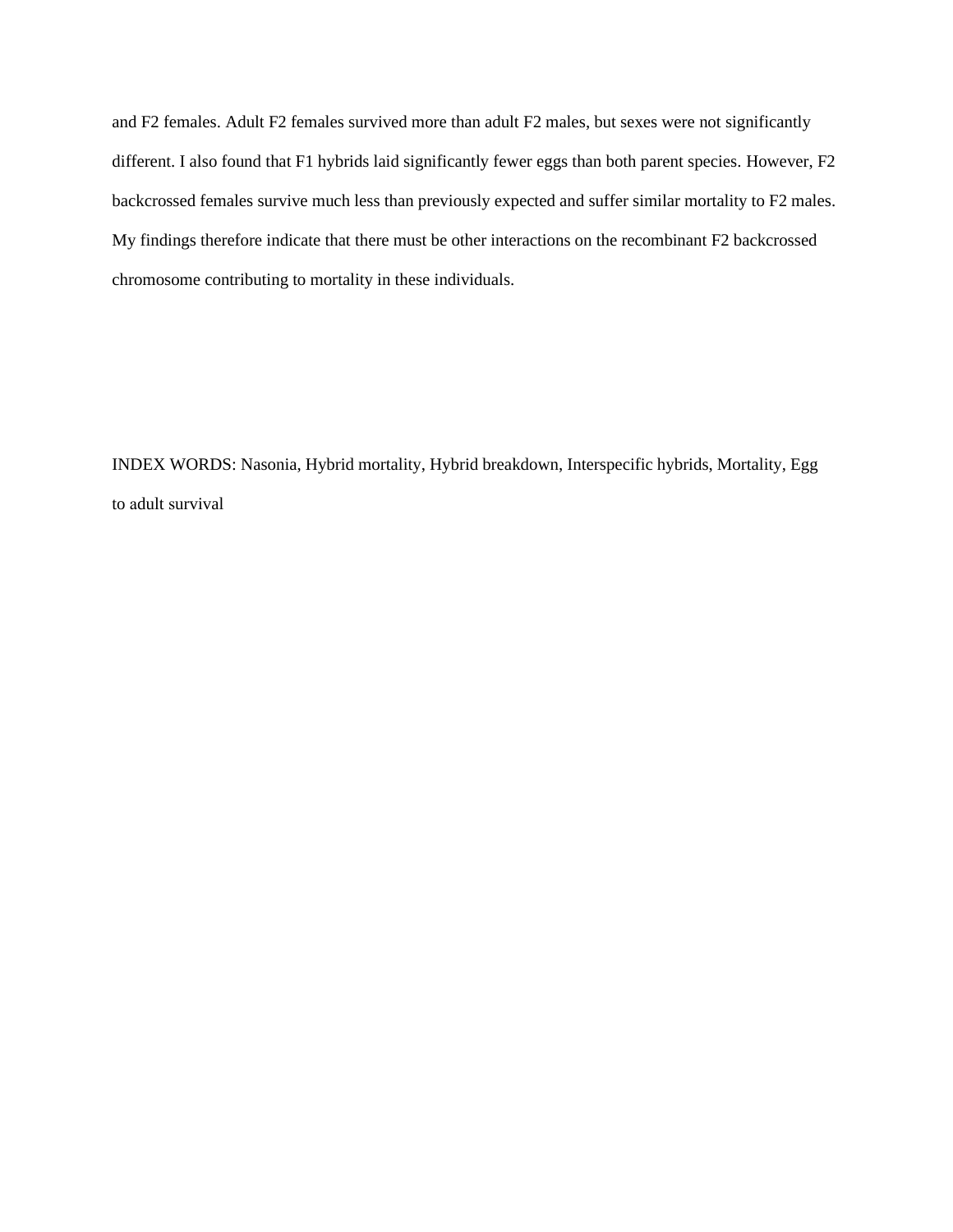and F2 females. Adult F2 females survived more than adult F2 males, but sexes were not significantly different. I also found that F1 hybrids laid significantly fewer eggs than both parent species. However, F2 backcrossed females survive much less than previously expected and suffer similar mortality to F2 males. My findings therefore indicate that there must be other interactions on the recombinant F2 backcrossed chromosome contributing to mortality in these individuals.

INDEX WORDS: Nasonia, Hybrid mortality, Hybrid breakdown, Interspecific hybrids, Mortality, Egg to adult survival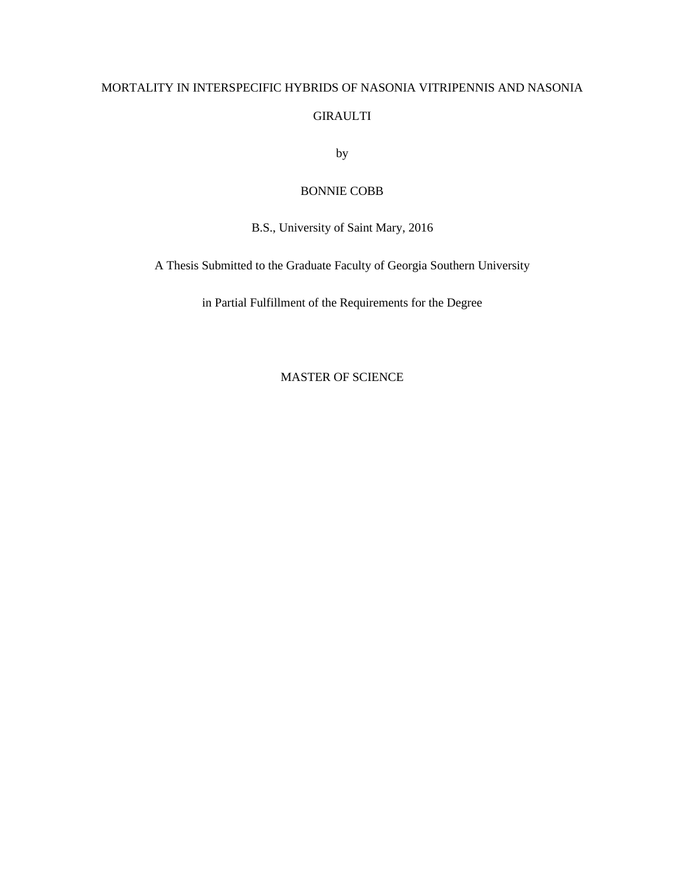MORTALITY IN INTERSPECIFIC HYBRIDS OF NASONIA VITRIPENNIS AND NASONIA GIRAULTI

by

BONNIE COBB

B.S., University of Saint Mary, 2016

A Thesis Submitted to the Graduate Faculty of Georgia Southern University

in Partial Fulfillment of the Requirements for the Degree

MASTER OF SCIENCE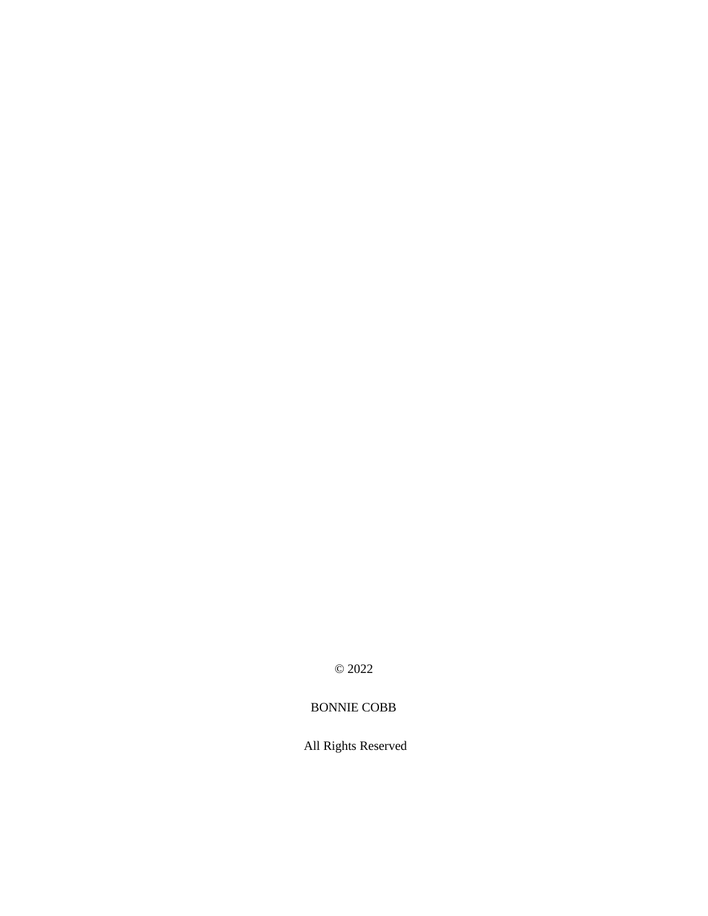© 2022

BONNIE COBB

All Rights Reserved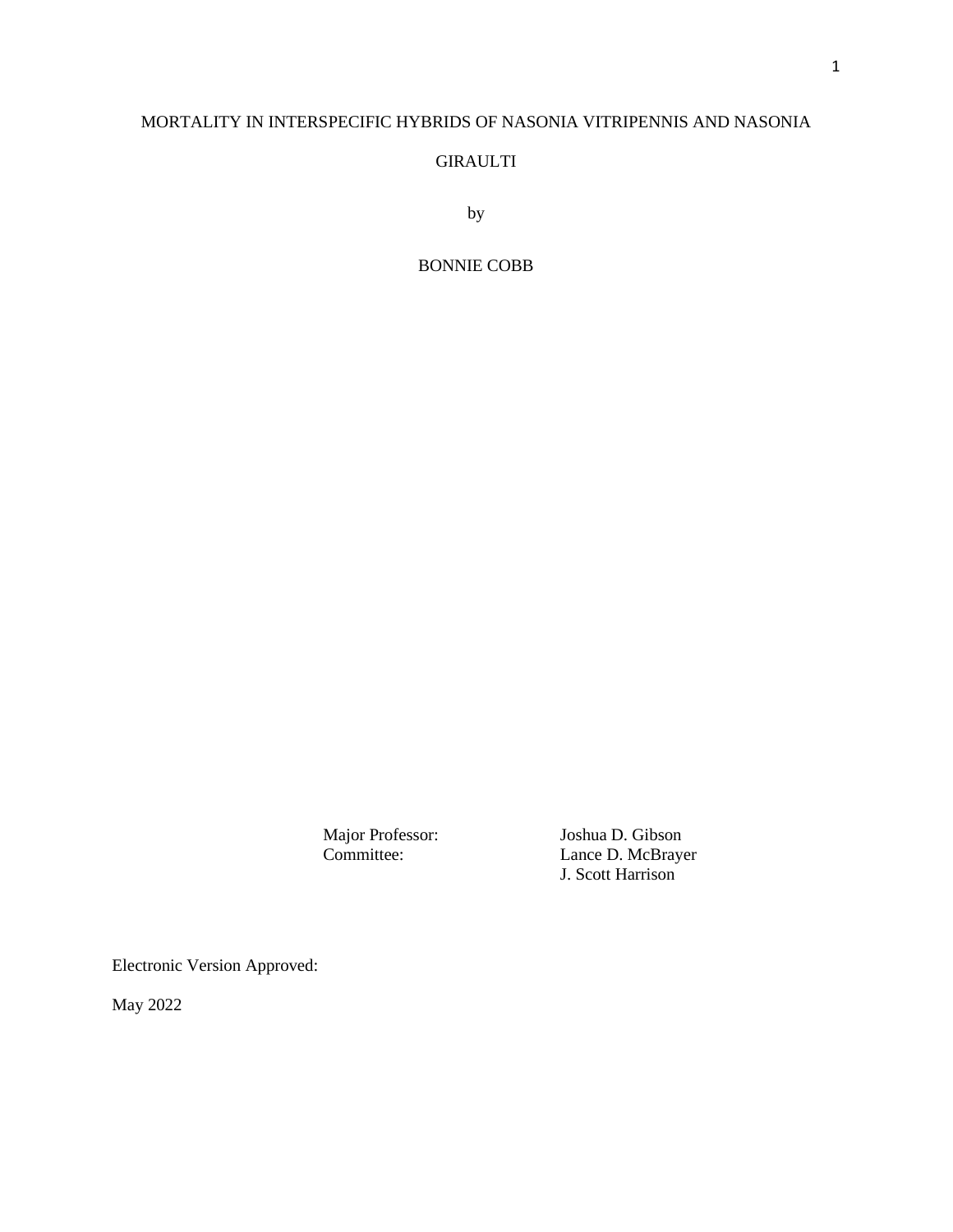MORTALITY IN INTERSPECIFIC HYBRIDS OF NASONIA VITRIPENNIS AND NASONIA GIRAULTI

by

BONNIE COBB

Major Professor: Joshua D. Gibson
Committee: Lance D. McBrayer
J. Scott Harrison

Electronic Version Approved:

May 2022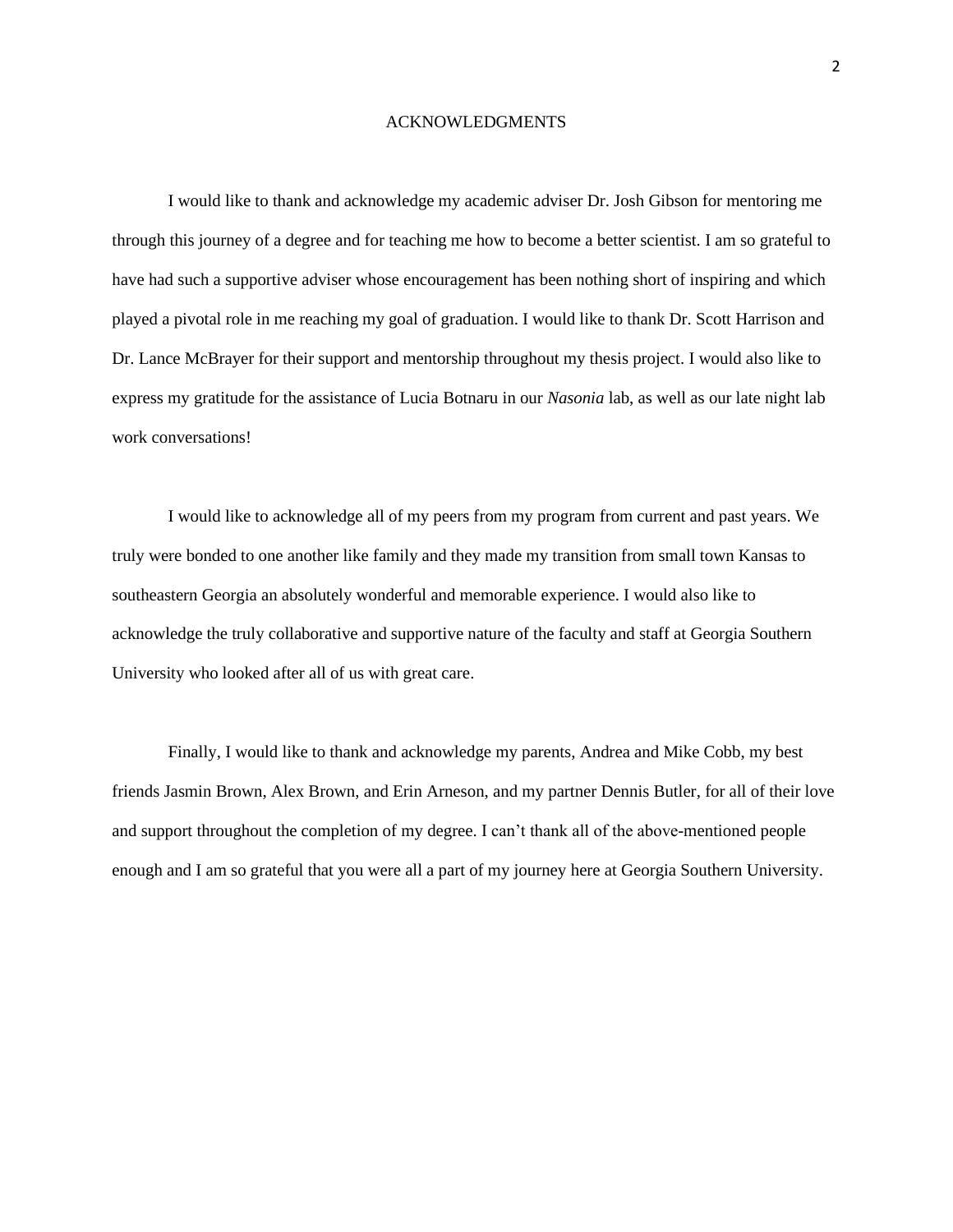# ACKNOWLEDGMENTS

I would like to thank and acknowledge my academic adviser Dr. Josh Gibson for mentoring me through this journey of a degree and for teaching me how to become a better scientist. I am so grateful to have had such a supportive adviser whose encouragement has been nothing short of inspiring and which played a pivotal role in me reaching my goal of graduation. I would like to thank Dr. Scott Harrison and Dr. Lance McBrayer for their support and mentorship throughout my thesis project. I would also like to express my gratitude for the assistance of Lucia Botnaru in our *Nasonia* lab, as well as our late night lab work conversations!

I would like to acknowledge all of my peers from my program from current and past years. We truly were bonded to one another like family and they made my transition from small town Kansas to southeastern Georgia an absolutely wonderful and memorable experience. I would also like to acknowledge the truly collaborative and supportive nature of the faculty and staff at Georgia Southern University who looked after all of us with great care.

Finally, I would like to thank and acknowledge my parents, Andrea and Mike Cobb, my best friends Jasmin Brown, Alex Brown, and Erin Arneson, and my partner Dennis Butler, for all of their love and support throughout the completion of my degree. I can't thank all of the above-mentioned people enough and I am so grateful that you were all a part of my journey here at Georgia Southern University.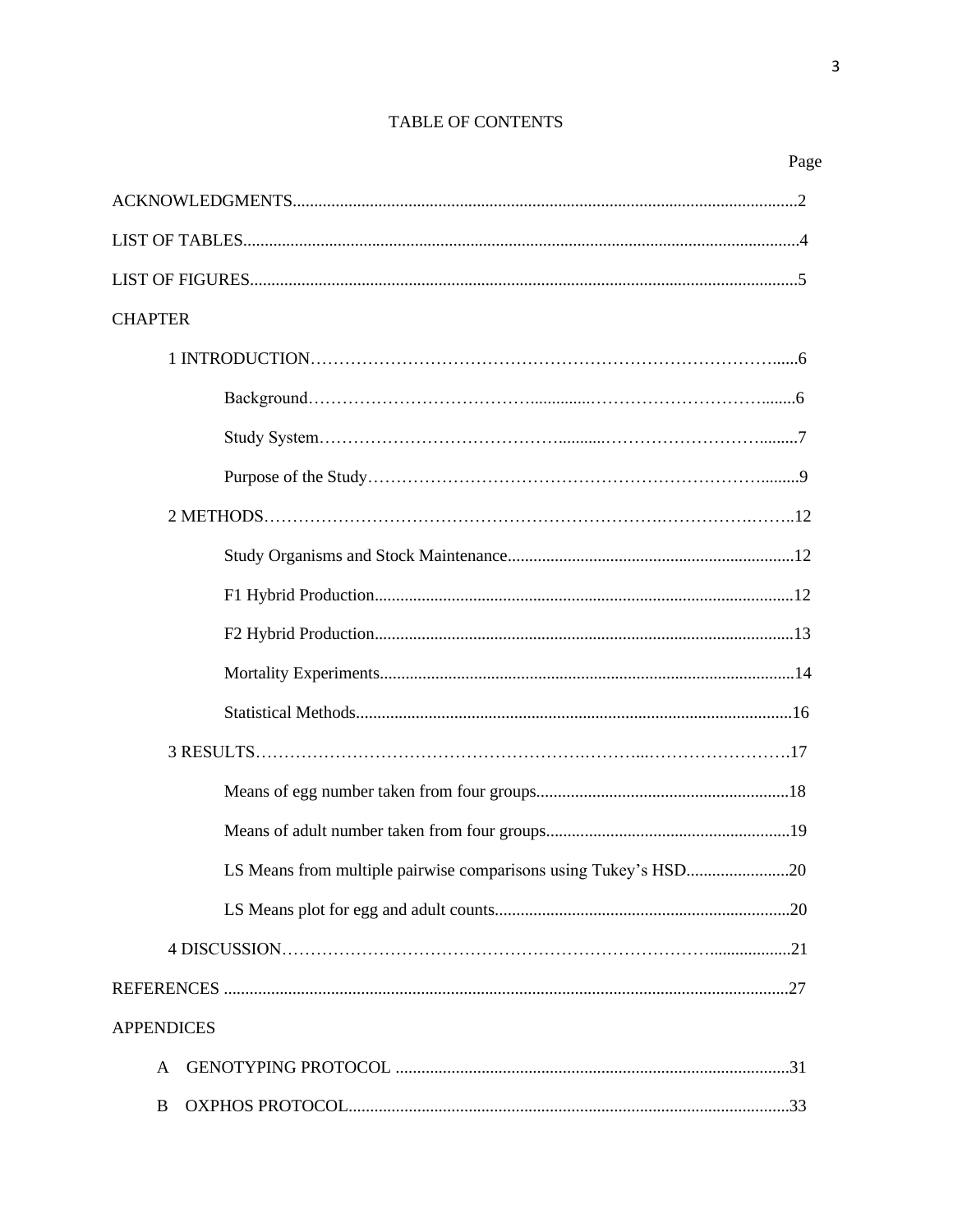# TABLE OF CONTENTS

Page

ACKNOWLEDGMENTS....................2

LIST OF TABLES....................4

LIST OF FIGURES....................5

CHAPTER

1 INTRODUCTION....................6

Background....................6

Study System....................7

Purpose of the Study....................9

2 METHODS....................12

Study Organisms and Stock Maintenance....................12

F1 Hybrid Production....................12

F2 Hybrid Production....................13

Mortality Experiments....................14

Statistical Methods....................16

3 RESULTS....................17

Means of egg number taken from four groups....................18

Means of adult number taken from four groups....................19

LS Means from multiple pairwise comparisons using Tukey's HSD....................20

LS Means plot for egg and adult counts....................20

4 DISCUSSION....................21

REFERENCES....................27

APPENDICES

A GENOTYPING PROTOCOL....................31

B OXPHOS PROTOCOL....................33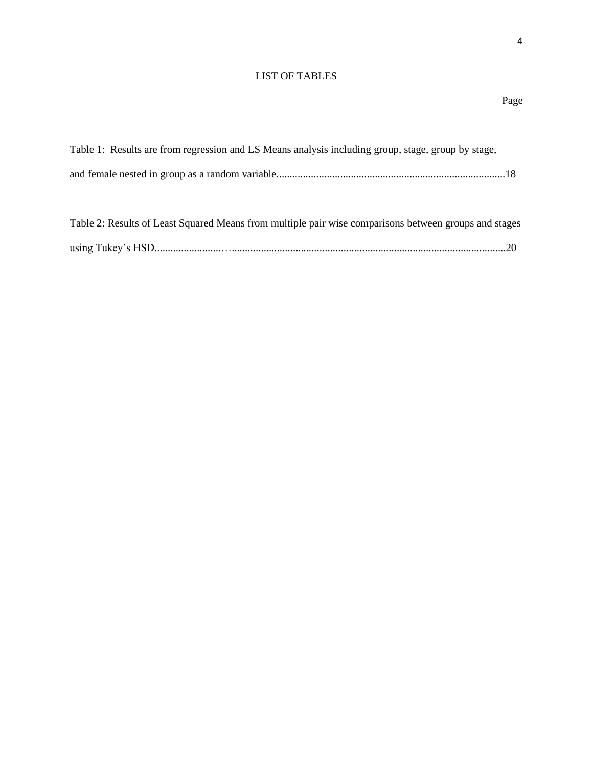# LIST OF TABLES

Page

Table 1: Results are from regression and LS Means analysis including group, stage, group by stage, and female nested in group as a random variable......................................................................................18

Table 2: Results of Least Squared Means from multiple pair wise comparisons between groups and stages using Tukey's HSD........................…........................................................................................................20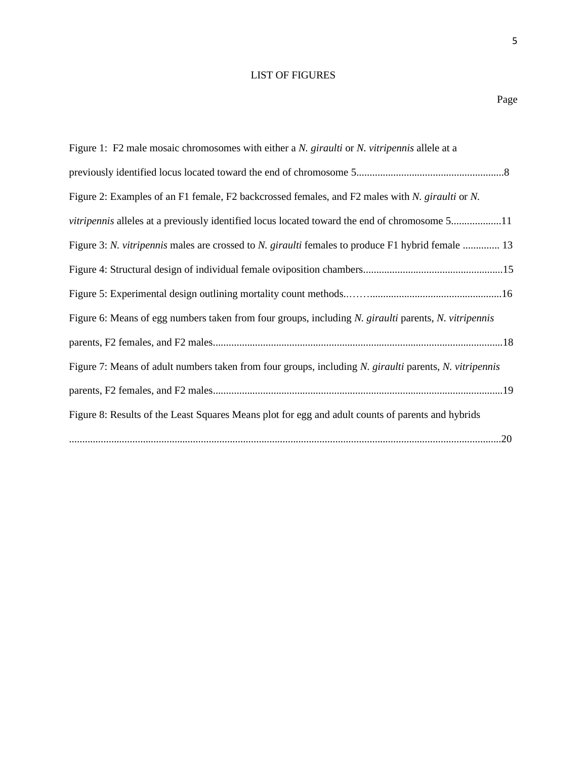# LIST OF FIGURES

Page

Figure 1: F2 male mosaic chromosomes with either a *N. giraulti* or *N. vitripennis* allele at a previously identified locus located toward the end of chromosome 5........................................................8

Figure 2: Examples of an F1 female, F2 backcrossed females, and F2 males with *N. giraulti* or *N. vitripennis* alleles at a previously identified locus located toward the end of chromosome 5...................11

Figure 3: *N. vitripennis* males are crossed to *N. giraulti* females to produce F1 hybrid female .............. 13

Figure 4: Structural design of individual female oviposition chambers.....................................................15

Figure 5: Experimental design outlining mortality count methods..……...................................................16

Figure 6: Means of egg numbers taken from four groups, including *N. giraulti* parents, *N. vitripennis* parents, F2 females, and F2 males..............................................................................................................18

Figure 7: Means of adult numbers taken from four groups, including *N. giraulti* parents, *N. vitripennis* parents, F2 females, and F2 males..............................................................................................................19

Figure 8: Results of the Least Squares Means plot for egg and adult counts of parents and hybrids ....................................................................................................................................................................20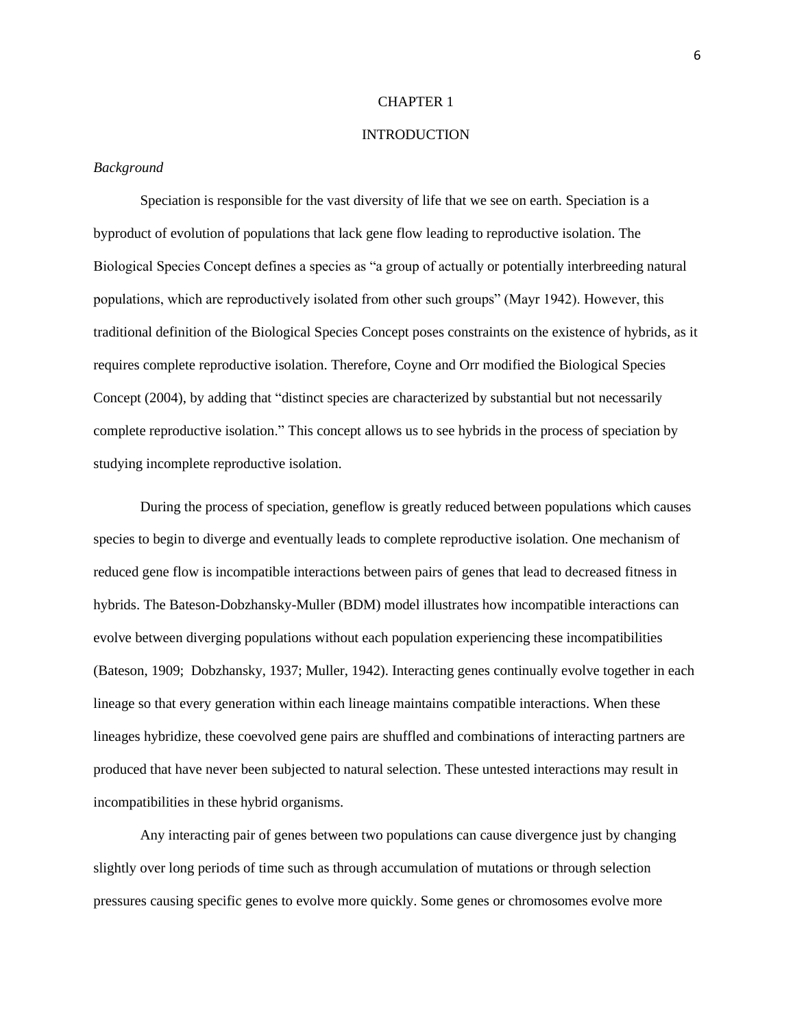# CHAPTER 1

# INTRODUCTION

### *Background*

Speciation is responsible for the vast diversity of life that we see on earth. Speciation is a byproduct of evolution of populations that lack gene flow leading to reproductive isolation. The Biological Species Concept defines a species as "a group of actually or potentially interbreeding natural populations, which are reproductively isolated from other such groups" (Mayr 1942). However, this traditional definition of the Biological Species Concept poses constraints on the existence of hybrids, as it requires complete reproductive isolation. Therefore, Coyne and Orr modified the Biological Species Concept (2004), by adding that "distinct species are characterized by substantial but not necessarily complete reproductive isolation." This concept allows us to see hybrids in the process of speciation by studying incomplete reproductive isolation.

During the process of speciation, geneflow is greatly reduced between populations which causes species to begin to diverge and eventually leads to complete reproductive isolation. One mechanism of reduced gene flow is incompatible interactions between pairs of genes that lead to decreased fitness in hybrids. The Bateson-Dobzhansky-Muller (BDM) model illustrates how incompatible interactions can evolve between diverging populations without each population experiencing these incompatibilities (Bateson, 1909; Dobzhansky, 1937; Muller, 1942). Interacting genes continually evolve together in each lineage so that every generation within each lineage maintains compatible interactions. When these lineages hybridize, these coevolved gene pairs are shuffled and combinations of interacting partners are produced that have never been subjected to natural selection. These untested interactions may result in incompatibilities in these hybrid organisms.

Any interacting pair of genes between two populations can cause divergence just by changing slightly over long periods of time such as through accumulation of mutations or through selection pressures causing specific genes to evolve more quickly. Some genes or chromosomes evolve more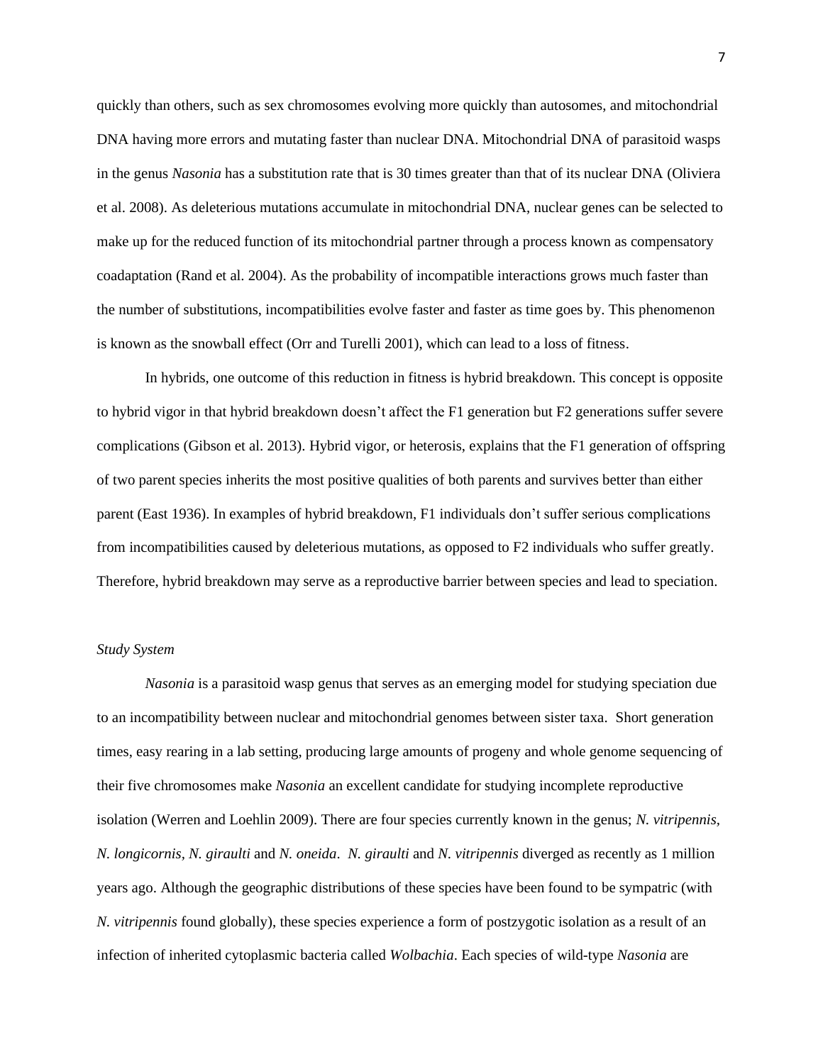quickly than others, such as sex chromosomes evolving more quickly than autosomes, and mitochondrial DNA having more errors and mutating faster than nuclear DNA. Mitochondrial DNA of parasitoid wasps in the genus *Nasonia* has a substitution rate that is 30 times greater than that of its nuclear DNA (Oliviera et al. 2008). As deleterious mutations accumulate in mitochondrial DNA, nuclear genes can be selected to make up for the reduced function of its mitochondrial partner through a process known as compensatory coadaptation (Rand et al. 2004). As the probability of incompatible interactions grows much faster than the number of substitutions, incompatibilities evolve faster and faster as time goes by. This phenomenon is known as the snowball effect (Orr and Turelli 2001), which can lead to a loss of fitness.

In hybrids, one outcome of this reduction in fitness is hybrid breakdown. This concept is opposite to hybrid vigor in that hybrid breakdown doesn't affect the F1 generation but F2 generations suffer severe complications (Gibson et al. 2013). Hybrid vigor, or heterosis, explains that the F1 generation of offspring of two parent species inherits the most positive qualities of both parents and survives better than either parent (East 1936). In examples of hybrid breakdown, F1 individuals don't suffer serious complications from incompatibilities caused by deleterious mutations, as opposed to F2 individuals who suffer greatly. Therefore, hybrid breakdown may serve as a reproductive barrier between species and lead to speciation.

*Study System*

*Nasonia* is a parasitoid wasp genus that serves as an emerging model for studying speciation due to an incompatibility between nuclear and mitochondrial genomes between sister taxa. Short generation times, easy rearing in a lab setting, producing large amounts of progeny and whole genome sequencing of their five chromosomes make *Nasonia* an excellent candidate for studying incomplete reproductive isolation (Werren and Loehlin 2009). There are four species currently known in the genus; *N. vitripennis*, *N. longicornis*, *N. giraulti* and *N. oneida*. *N. giraulti* and *N. vitripennis* diverged as recently as 1 million years ago. Although the geographic distributions of these species have been found to be sympatric (with *N. vitripennis* found globally), these species experience a form of postzygotic isolation as a result of an infection of inherited cytoplasmic bacteria called *Wolbachia*. Each species of wild-type *Nasonia* are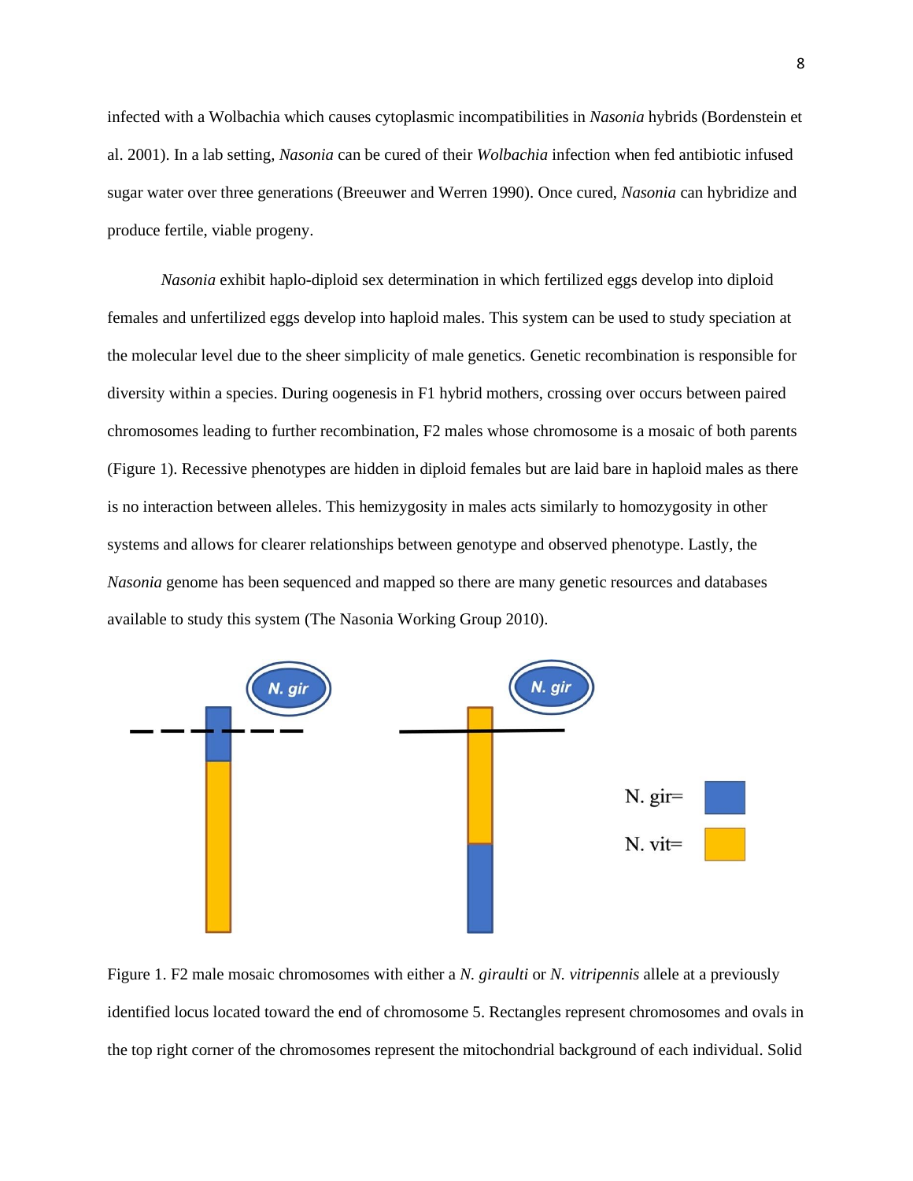infected with a Wolbachia which causes cytoplasmic incompatibilities in *Nasonia* hybrids (Bordenstein et al. 2001). In a lab setting, *Nasonia* can be cured of their *Wolbachia* infection when fed antibiotic infused sugar water over three generations (Breeuwer and Werren 1990). Once cured, *Nasonia* can hybridize and produce fertile, viable progeny.

*Nasonia* exhibit haplo-diploid sex determination in which fertilized eggs develop into diploid females and unfertilized eggs develop into haploid males. This system can be used to study speciation at the molecular level due to the sheer simplicity of male genetics. Genetic recombination is responsible for diversity within a species. During oogenesis in F1 hybrid mothers, crossing over occurs between paired chromosomes leading to further recombination, F2 males whose chromosome is a mosaic of both parents (Figure 1). Recessive phenotypes are hidden in diploid females but are laid bare in haploid males as there is no interaction between alleles. This hemizygosity in males acts similarly to homozygosity in other systems and allows for clearer relationships between genotype and observed phenotype. Lastly, the *Nasonia* genome has been sequenced and mapped so there are many genetic resources and databases available to study this system (The Nasonia Working Group 2010).

Figure 1. F2 male mosaic chromosomes with either a *N. giraulti* or *N. vitripennis* allele at a previously identified locus located toward the end of chromosome 5. Rectangles represent chromosomes and ovals in the top right corner of the chromosomes represent the mitochondrial background of each individual. Solid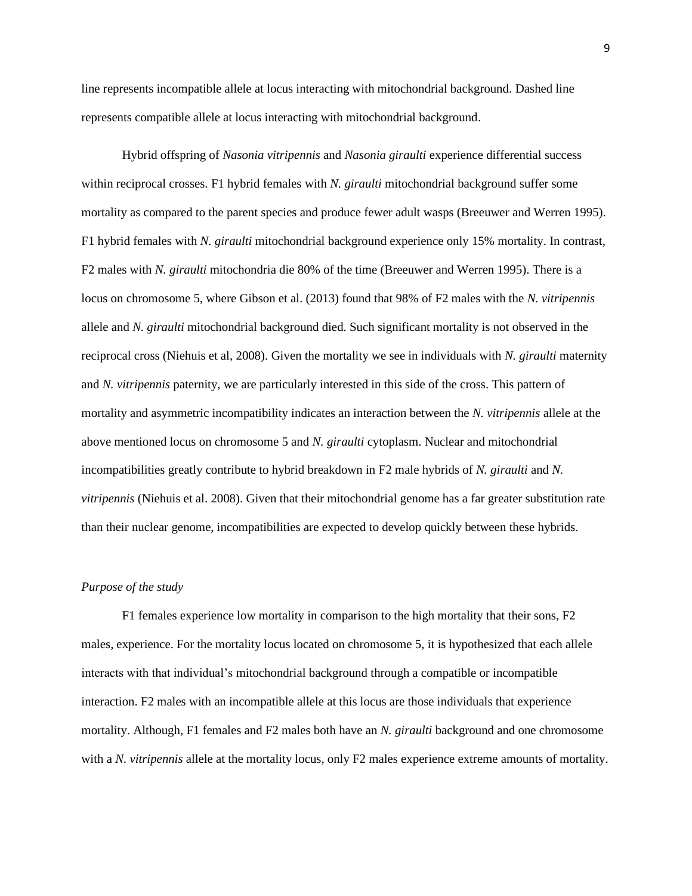line represents incompatible allele at locus interacting with mitochondrial background. Dashed line represents compatible allele at locus interacting with mitochondrial background.

Hybrid offspring of *Nasonia vitripennis* and *Nasonia giraulti* experience differential success within reciprocal crosses. F1 hybrid females with *N. giraulti* mitochondrial background suffer some mortality as compared to the parent species and produce fewer adult wasps (Breeuwer and Werren 1995). F1 hybrid females with *N. giraulti* mitochondrial background experience only 15% mortality. In contrast, F2 males with *N. giraulti* mitochondria die 80% of the time (Breeuwer and Werren 1995). There is a locus on chromosome 5, where Gibson et al. (2013) found that 98% of F2 males with the *N. vitripennis* allele and *N. giraulti* mitochondrial background died. Such significant mortality is not observed in the reciprocal cross (Niehuis et al, 2008). Given the mortality we see in individuals with *N. giraulti* maternity and *N. vitripennis* paternity, we are particularly interested in this side of the cross. This pattern of mortality and asymmetric incompatibility indicates an interaction between the *N. vitripennis* allele at the above mentioned locus on chromosome 5 and *N. giraulti* cytoplasm. Nuclear and mitochondrial incompatibilities greatly contribute to hybrid breakdown in F2 male hybrids of *N. giraulti* and *N. vitripennis* (Niehuis et al. 2008). Given that their mitochondrial genome has a far greater substitution rate than their nuclear genome, incompatibilities are expected to develop quickly between these hybrids.

*Purpose of the study*

F1 females experience low mortality in comparison to the high mortality that their sons, F2 males, experience. For the mortality locus located on chromosome 5, it is hypothesized that each allele interacts with that individual's mitochondrial background through a compatible or incompatible interaction. F2 males with an incompatible allele at this locus are those individuals that experience mortality. Although, F1 females and F2 males both have an *N. giraulti* background and one chromosome with a *N. vitripennis* allele at the mortality locus, only F2 males experience extreme amounts of mortality.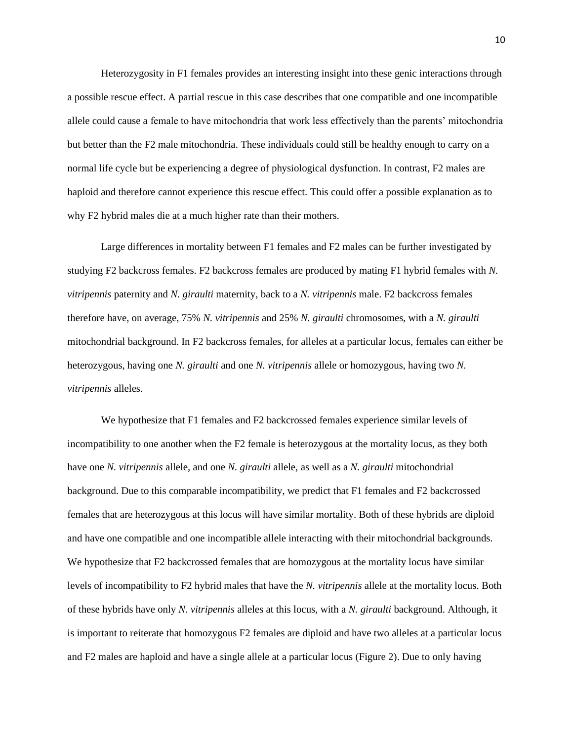Heterozygosity in F1 females provides an interesting insight into these genic interactions through a possible rescue effect. A partial rescue in this case describes that one compatible and one incompatible allele could cause a female to have mitochondria that work less effectively than the parents' mitochondria but better than the F2 male mitochondria. These individuals could still be healthy enough to carry on a normal life cycle but be experiencing a degree of physiological dysfunction. In contrast, F2 males are haploid and therefore cannot experience this rescue effect. This could offer a possible explanation as to why F2 hybrid males die at a much higher rate than their mothers.

Large differences in mortality between F1 females and F2 males can be further investigated by studying F2 backcross females. F2 backcross females are produced by mating F1 hybrid females with *N. vitripennis* paternity and *N. giraulti* maternity, back to a *N. vitripennis* male. F2 backcross females therefore have, on average, 75% *N. vitripennis* and 25% *N. giraulti* chromosomes, with a *N. giraulti* mitochondrial background. In F2 backcross females, for alleles at a particular locus, females can either be heterozygous, having one *N. giraulti* and one *N. vitripennis* allele or homozygous, having two *N. vitripennis* alleles.

We hypothesize that F1 females and F2 backcrossed females experience similar levels of incompatibility to one another when the F2 female is heterozygous at the mortality locus, as they both have one *N. vitripennis* allele, and one *N. giraulti* allele, as well as a *N. giraulti* mitochondrial background. Due to this comparable incompatibility, we predict that F1 females and F2 backcrossed females that are heterozygous at this locus will have similar mortality. Both of these hybrids are diploid and have one compatible and one incompatible allele interacting with their mitochondrial backgrounds. We hypothesize that F2 backcrossed females that are homozygous at the mortality locus have similar levels of incompatibility to F2 hybrid males that have the *N. vitripennis* allele at the mortality locus. Both of these hybrids have only *N. vitripennis* alleles at this locus, with a *N. giraulti* background. Although, it is important to reiterate that homozygous F2 females are diploid and have two alleles at a particular locus and F2 males are haploid and have a single allele at a particular locus (Figure 2). Due to only having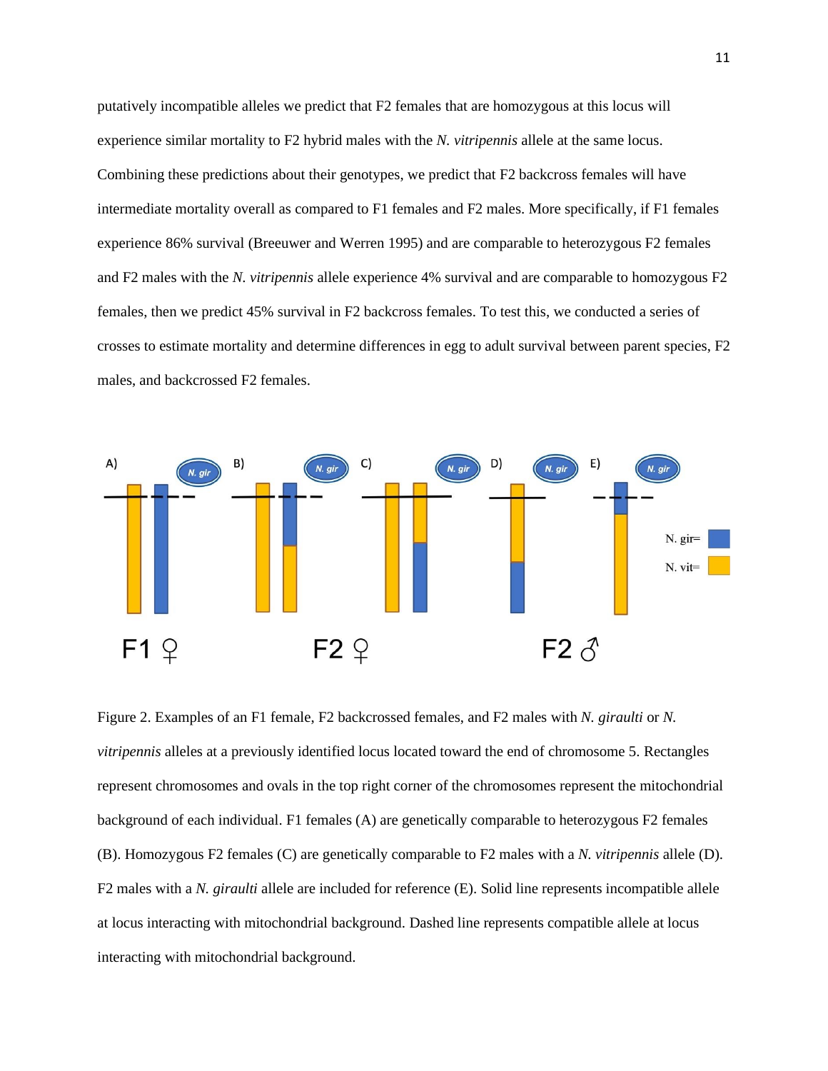putatively incompatible alleles we predict that F2 females that are homozygous at this locus will experience similar mortality to F2 hybrid males with the *N. vitripennis* allele at the same locus. Combining these predictions about their genotypes, we predict that F2 backcross females will have intermediate mortality overall as compared to F1 females and F2 males. More specifically, if F1 females experience 86% survival (Breeuwer and Werren 1995) and are comparable to heterozygous F2 females and F2 males with the *N. vitripennis* allele experience 4% survival and are comparable to homozygous F2 females, then we predict 45% survival in F2 backcross females. To test this, we conducted a series of crosses to estimate mortality and determine differences in egg to adult survival between parent species, F2 males, and backcrossed F2 females.

Figure 2. Examples of an F1 female, F2 backcrossed females, and F2 males with *N. giraulti* or *N. vitripennis* alleles at a previously identified locus located toward the end of chromosome 5. Rectangles represent chromosomes and ovals in the top right corner of the chromosomes represent the mitochondrial background of each individual. F1 females (A) are genetically comparable to heterozygous F2 females (B). Homozygous F2 females (C) are genetically comparable to F2 males with a *N. vitripennis* allele (D). F2 males with a *N. giraulti* allele are included for reference (E). Solid line represents incompatible allele at locus interacting with mitochondrial background. Dashed line represents compatible allele at locus interacting with mitochondrial background.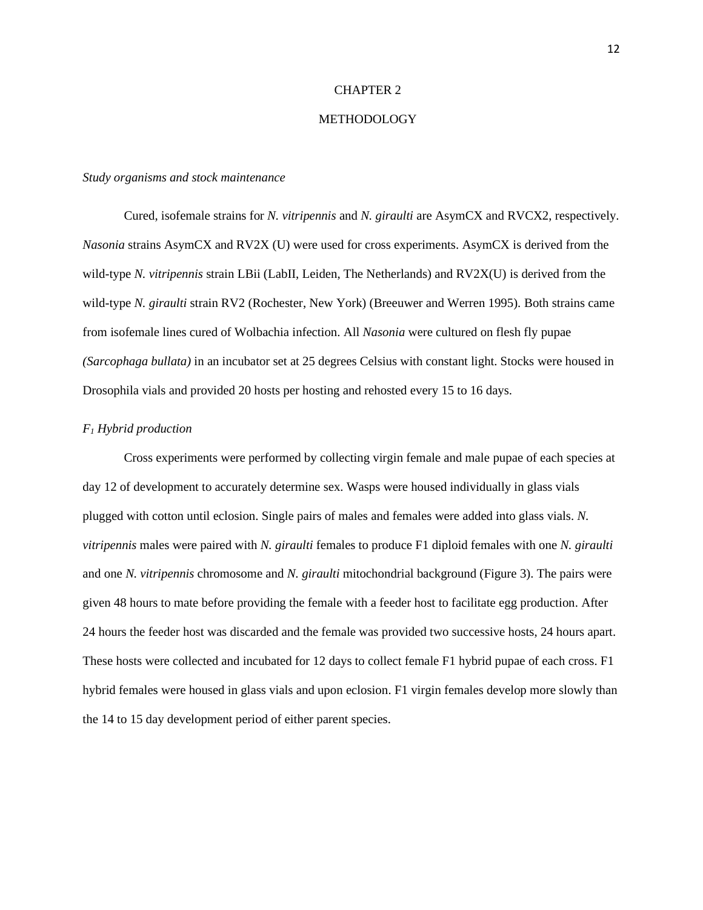# CHAPTER 2

# METHODOLOGY

### *Study organisms and stock maintenance*

Cured, isofemale strains for *N. vitripennis* and *N. giraulti* are AsymCX and RVCX2, respectively. *Nasonia* strains AsymCX and RV2X (U) were used for cross experiments. AsymCX is derived from the wild-type *N. vitripennis* strain LBii (LabII, Leiden, The Netherlands) and RV2X(U) is derived from the wild-type *N. giraulti* strain RV2 (Rochester, New York) (Breeuwer and Werren 1995). Both strains came from isofemale lines cured of Wolbachia infection. All *Nasonia* were cultured on flesh fly pupae *(Sarcophaga bullata)* in an incubator set at 25 degrees Celsius with constant light. Stocks were housed in Drosophila vials and provided 20 hosts per hosting and rehosted every 15 to 16 days.

### *F$_1$ Hybrid production*

Cross experiments were performed by collecting virgin female and male pupae of each species at day 12 of development to accurately determine sex. Wasps were housed individually in glass vials plugged with cotton until eclosion. Single pairs of males and females were added into glass vials. *N. vitripennis* males were paired with *N. giraulti* females to produce F1 diploid females with one *N. giraulti* and one *N. vitripennis* chromosome and *N. giraulti* mitochondrial background (Figure 3). The pairs were given 48 hours to mate before providing the female with a feeder host to facilitate egg production. After 24 hours the feeder host was discarded and the female was provided two successive hosts, 24 hours apart. These hosts were collected and incubated for 12 days to collect female F1 hybrid pupae of each cross. F1 hybrid females were housed in glass vials and upon eclosion. F1 virgin females develop more slowly than the 14 to 15 day development period of either parent species.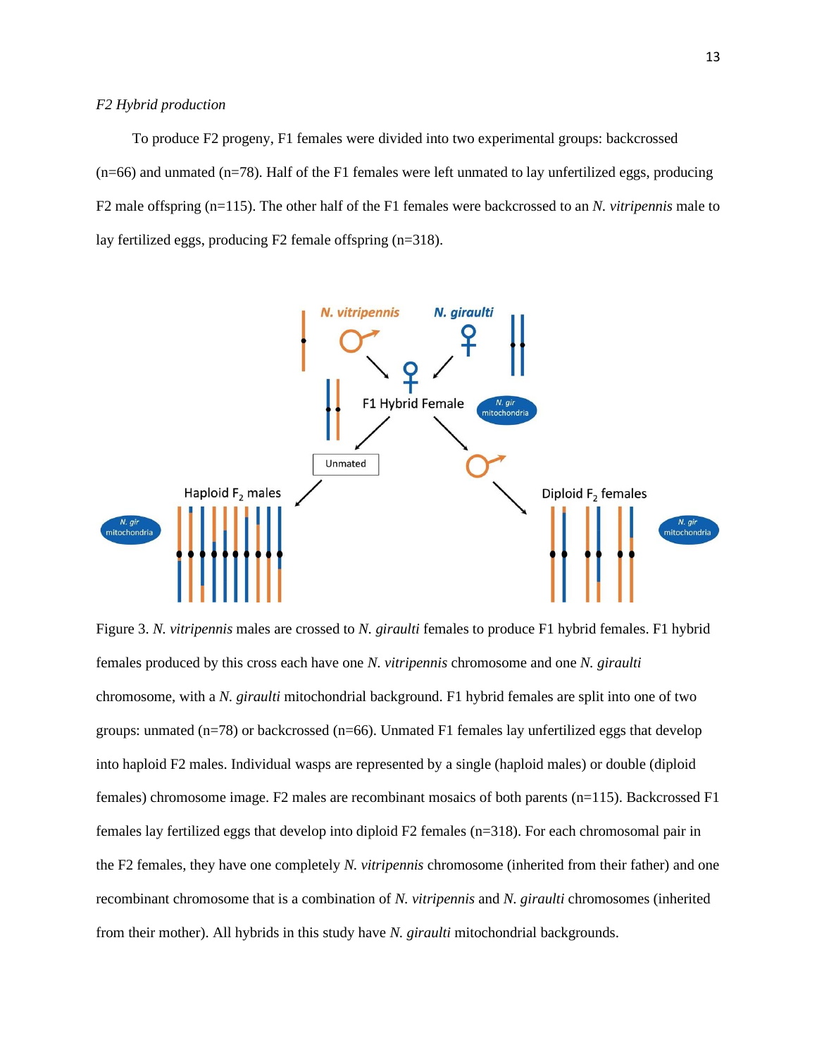*F2 Hybrid production*

To produce F2 progeny, F1 females were divided into two experimental groups: backcrossed (n=66) and unmated (n=78). Half of the F1 females were left unmated to lay unfertilized eggs, producing F2 male offspring (n=115). The other half of the F1 females were backcrossed to an *N. vitripennis* male to lay fertilized eggs, producing F2 female offspring (n=318).

Figure 3. *N. vitripennis* males are crossed to *N. giraulti* females to produce F1 hybrid females. F1 hybrid females produced by this cross each have one *N. vitripennis* chromosome and one *N. giraulti* chromosome, with a *N. giraulti* mitochondrial background. F1 hybrid females are split into one of two groups: unmated (n=78) or backcrossed (n=66). Unmated F1 females lay unfertilized eggs that develop into haploid F2 males. Individual wasps are represented by a single (haploid males) or double (diploid females) chromosome image. F2 males are recombinant mosaics of both parents (n=115). Backcrossed F1 females lay fertilized eggs that develop into diploid F2 females (n=318). For each chromosomal pair in the F2 females, they have one completely *N. vitripennis* chromosome (inherited from their father) and one recombinant chromosome that is a combination of *N. vitripennis* and *N. giraulti* chromosomes (inherited from their mother). All hybrids in this study have *N. giraulti* mitochondrial backgrounds.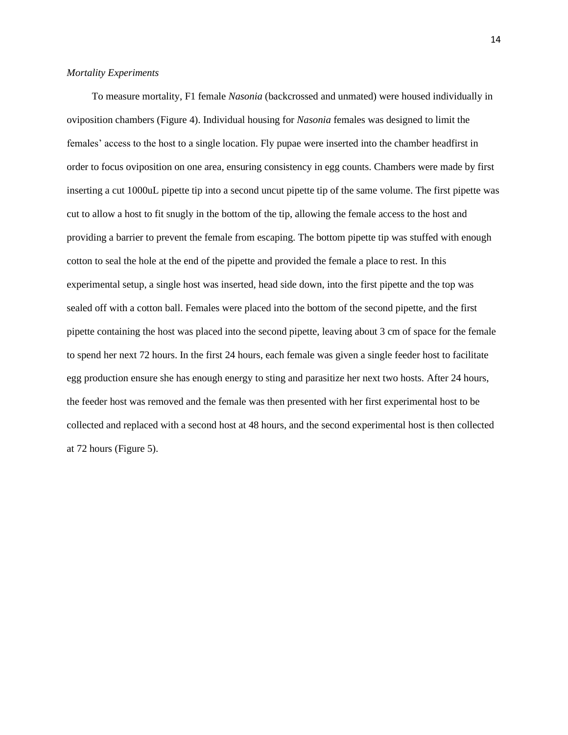*Mortality Experiments*

To measure mortality, F1 female *Nasonia* (backcrossed and unmated) were housed individually in oviposition chambers (Figure 4). Individual housing for *Nasonia* females was designed to limit the females' access to the host to a single location. Fly pupae were inserted into the chamber headfirst in order to focus oviposition on one area, ensuring consistency in egg counts. Chambers were made by first inserting a cut 1000uL pipette tip into a second uncut pipette tip of the same volume. The first pipette was cut to allow a host to fit snugly in the bottom of the tip, allowing the female access to the host and providing a barrier to prevent the female from escaping. The bottom pipette tip was stuffed with enough cotton to seal the hole at the end of the pipette and provided the female a place to rest. In this experimental setup, a single host was inserted, head side down, into the first pipette and the top was sealed off with a cotton ball. Females were placed into the bottom of the second pipette, and the first pipette containing the host was placed into the second pipette, leaving about 3 cm of space for the female to spend her next 72 hours. In the first 24 hours, each female was given a single feeder host to facilitate egg production ensure she has enough energy to sting and parasitize her next two hosts. After 24 hours, the feeder host was removed and the female was then presented with her first experimental host to be collected and replaced with a second host at 48 hours, and the second experimental host is then collected at 72 hours (Figure 5).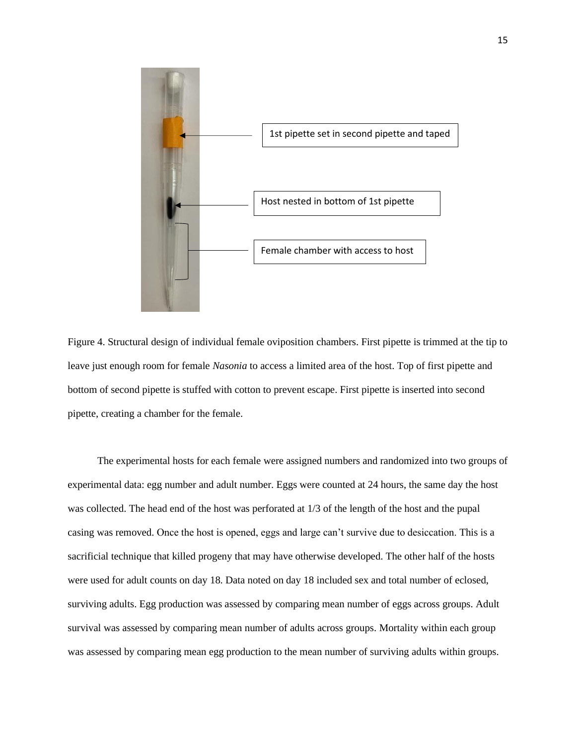1st pipette set in second pipette and taped

Host nested in bottom of 1st pipette

Female chamber with access to host

Figure 4. Structural design of individual female oviposition chambers. First pipette is trimmed at the tip to leave just enough room for female *Nasonia* to access a limited area of the host. Top of first pipette and bottom of second pipette is stuffed with cotton to prevent escape. First pipette is inserted into second pipette, creating a chamber for the female.

The experimental hosts for each female were assigned numbers and randomized into two groups of experimental data: egg number and adult number. Eggs were counted at 24 hours, the same day the host was collected. The head end of the host was perforated at 1/3 of the length of the host and the pupal casing was removed. Once the host is opened, eggs and large can't survive due to desiccation. This is a sacrificial technique that killed progeny that may have otherwise developed. The other half of the hosts were used for adult counts on day 18. Data noted on day 18 included sex and total number of eclosed, surviving adults. Egg production was assessed by comparing mean number of eggs across groups. Adult survival was assessed by comparing mean number of adults across groups. Mortality within each group was assessed by comparing mean egg production to the mean number of surviving adults within groups.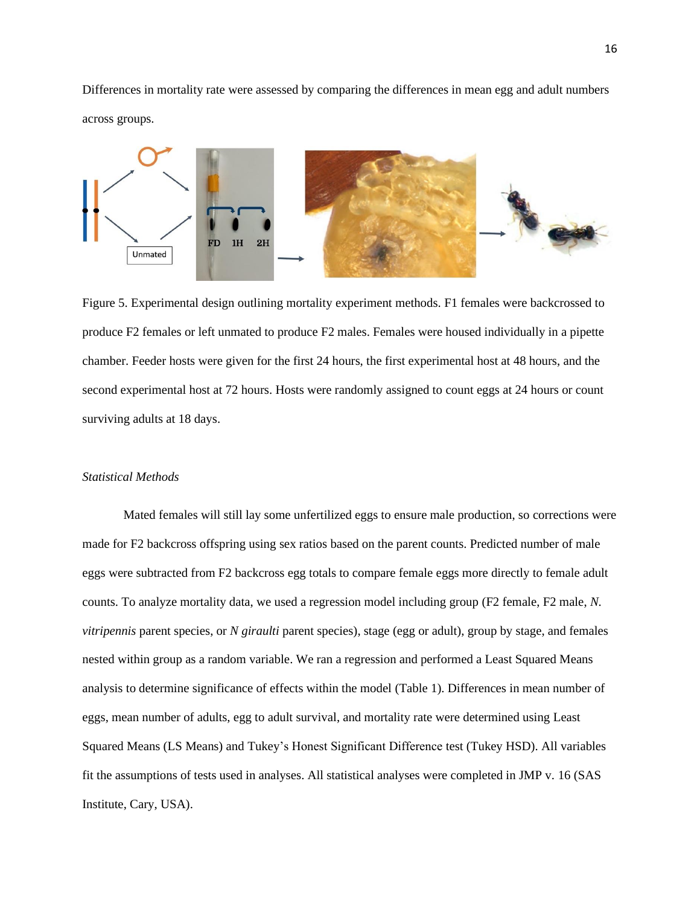Differences in mortality rate were assessed by comparing the differences in mean egg and adult numbers across groups.

Figure 5. Experimental design outlining mortality experiment methods. F1 females were backcrossed to produce F2 females or left unmated to produce F2 males. Females were housed individually in a pipette chamber. Feeder hosts were given for the first 24 hours, the first experimental host at 48 hours, and the second experimental host at 72 hours. Hosts were randomly assigned to count eggs at 24 hours or count surviving adults at 18 days.

### *Statistical Methods*

Mated females will still lay some unfertilized eggs to ensure male production, so corrections were made for F2 backcross offspring using sex ratios based on the parent counts. Predicted number of male eggs were subtracted from F2 backcross egg totals to compare female eggs more directly to female adult counts. To analyze mortality data, we used a regression model including group (F2 female, F2 male, *N. vitripennis* parent species, or *N giraulti* parent species), stage (egg or adult), group by stage, and females nested within group as a random variable. We ran a regression and performed a Least Squared Means analysis to determine significance of effects within the model (Table 1). Differences in mean number of eggs, mean number of adults, egg to adult survival, and mortality rate were determined using Least Squared Means (LS Means) and Tukey's Honest Significant Difference test (Tukey HSD). All variables fit the assumptions of tests used in analyses. All statistical analyses were completed in JMP v. 16 (SAS Institute, Cary, USA).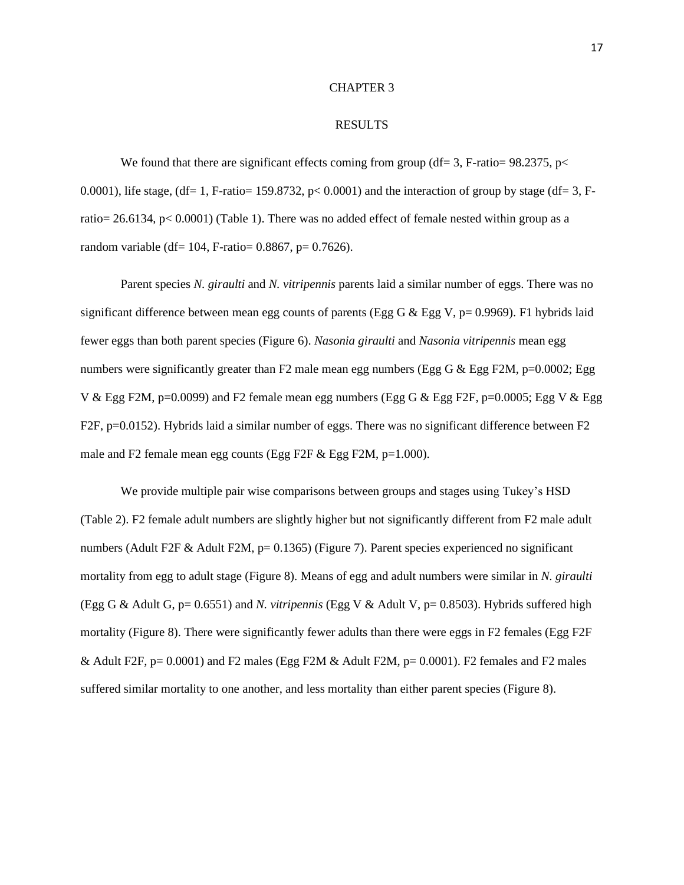# CHAPTER 3

# RESULTS

We found that there are significant effects coming from group (df= 3, F-ratio= 98.2375, p< 0.0001), life stage, (df= 1, F-ratio= 159.8732, p< 0.0001) and the interaction of group by stage (df= 3, F-ratio= 26.6134, p< 0.0001) (Table 1). There was no added effect of female nested within group as a random variable (df= 104, F-ratio= 0.8867, p= 0.7626).

Parent species *N. giraulti* and *N. vitripennis* parents laid a similar number of eggs. There was no significant difference between mean egg counts of parents (Egg G & Egg V, p= 0.9969). F1 hybrids laid fewer eggs than both parent species (Figure 6). *Nasonia giraulti* and *Nasonia vitripennis* mean egg numbers were significantly greater than F2 male mean egg numbers (Egg G & Egg F2M, p=0.0002; Egg V & Egg F2M, p=0.0099) and F2 female mean egg numbers (Egg G & Egg F2F, p=0.0005; Egg V & Egg F2F, p=0.0152). Hybrids laid a similar number of eggs. There was no significant difference between F2 male and F2 female mean egg counts (Egg F2F & Egg F2M, p=1.000).

We provide multiple pair wise comparisons between groups and stages using Tukey's HSD (Table 2). F2 female adult numbers are slightly higher but not significantly different from F2 male adult numbers (Adult F2F & Adult F2M, p= 0.1365) (Figure 7). Parent species experienced no significant mortality from egg to adult stage (Figure 8). Means of egg and adult numbers were similar in *N. giraulti* (Egg G & Adult G, p= 0.6551) and *N. vitripennis* (Egg V & Adult V, p= 0.8503). Hybrids suffered high mortality (Figure 8). There were significantly fewer adults than there were eggs in F2 females (Egg F2F & Adult F2F, p= 0.0001) and F2 males (Egg F2M & Adult F2M, p= 0.0001). F2 females and F2 males suffered similar mortality to one another, and less mortality than either parent species (Figure 8).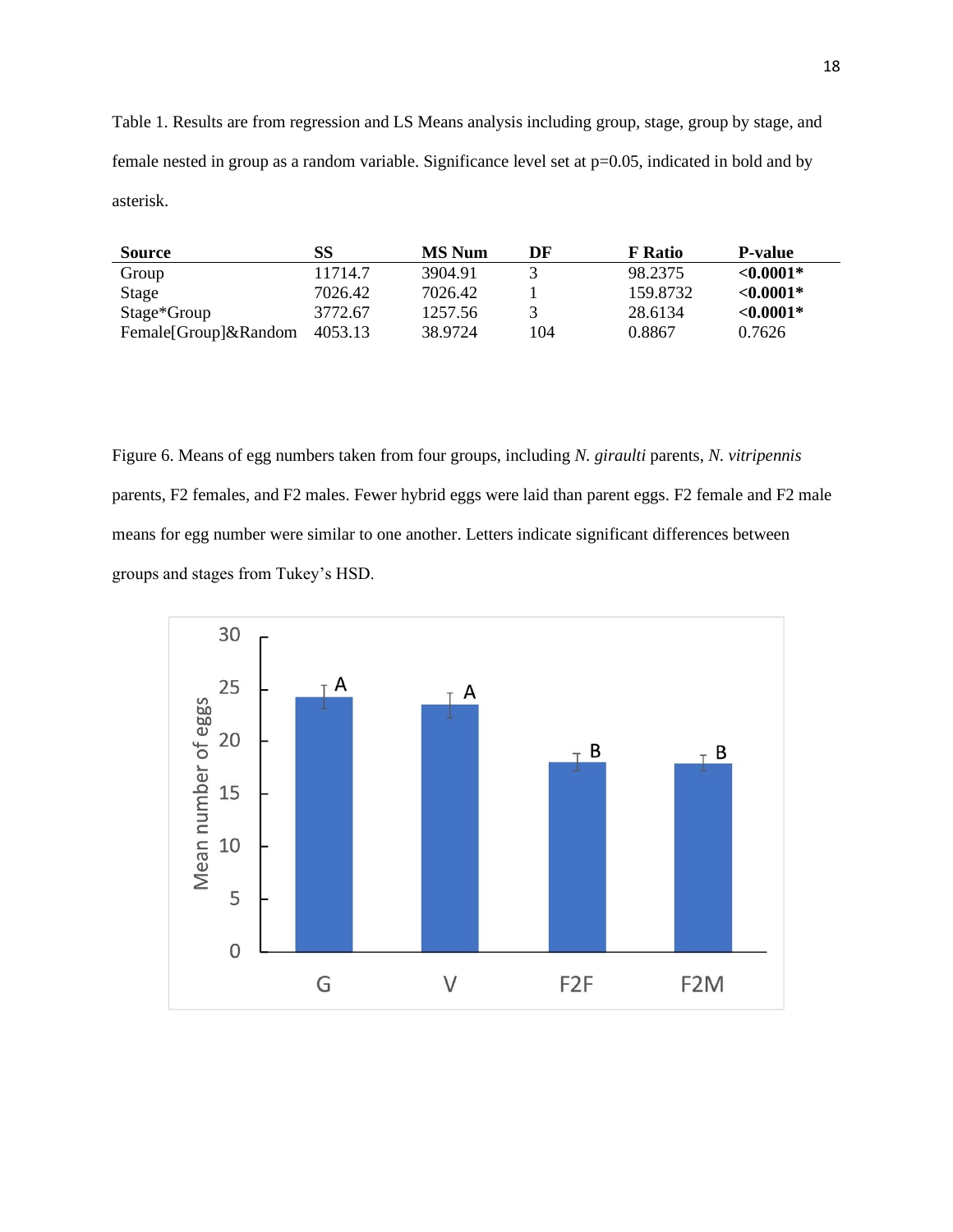Table 1. Results are from regression and LS Means analysis including group, stage, group by stage, and female nested in group as a random variable. Significance level set at p=0.05, indicated in bold and by asterisk.

| Source | SS | MS Num | DF | F Ratio | P-value |
|---|---|---|---|---|---|
| Group | 11714.7 | 3904.91 | 3 | 98.2375 | **<0.0001*** |
| Stage | 7026.42 | 7026.42 | 1 | 159.8732 | **<0.0001*** |
| Stage*Group | 3772.67 | 1257.56 | 3 | 28.6134 | **<0.0001*** |
| Female[Group]&Random | 4053.13 | 38.9724 | 104 | 0.8867 | 0.7626 |

Figure 6. Means of egg numbers taken from four groups, including *N. giraulti* parents, *N. vitripennis* parents, F2 females, and F2 males. Fewer hybrid eggs were laid than parent eggs. F2 female and F2 male means for egg number were similar to one another. Letters indicate significant differences between groups and stages from Tukey's HSD.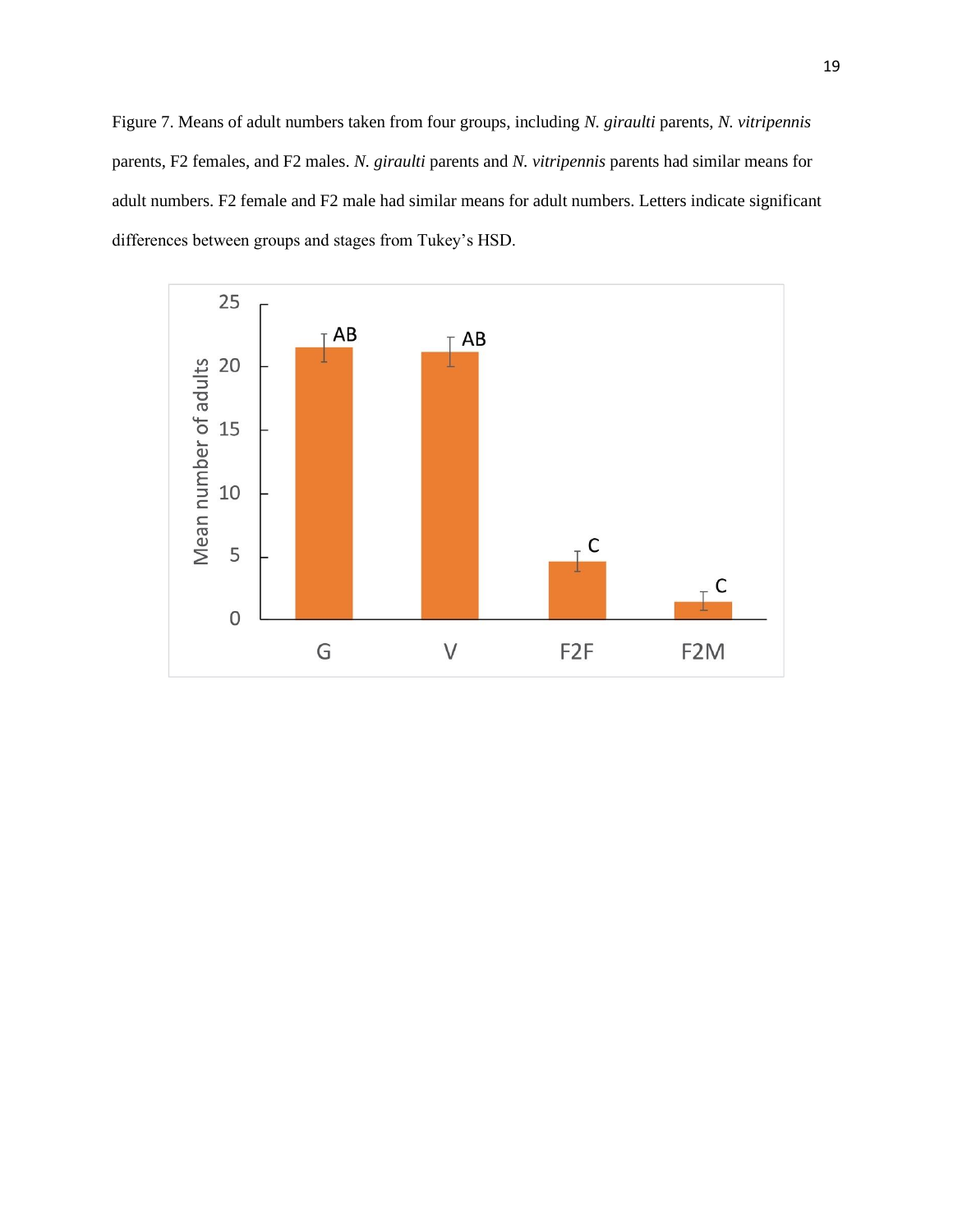Figure 7. Means of adult numbers taken from four groups, including *N. giraulti* parents, *N. vitripennis* parents, F2 females, and F2 males. *N. giraulti* parents and *N. vitripennis* parents had similar means for adult numbers. F2 female and F2 male had similar means for adult numbers. Letters indicate significant differences between groups and stages from Tukey's HSD.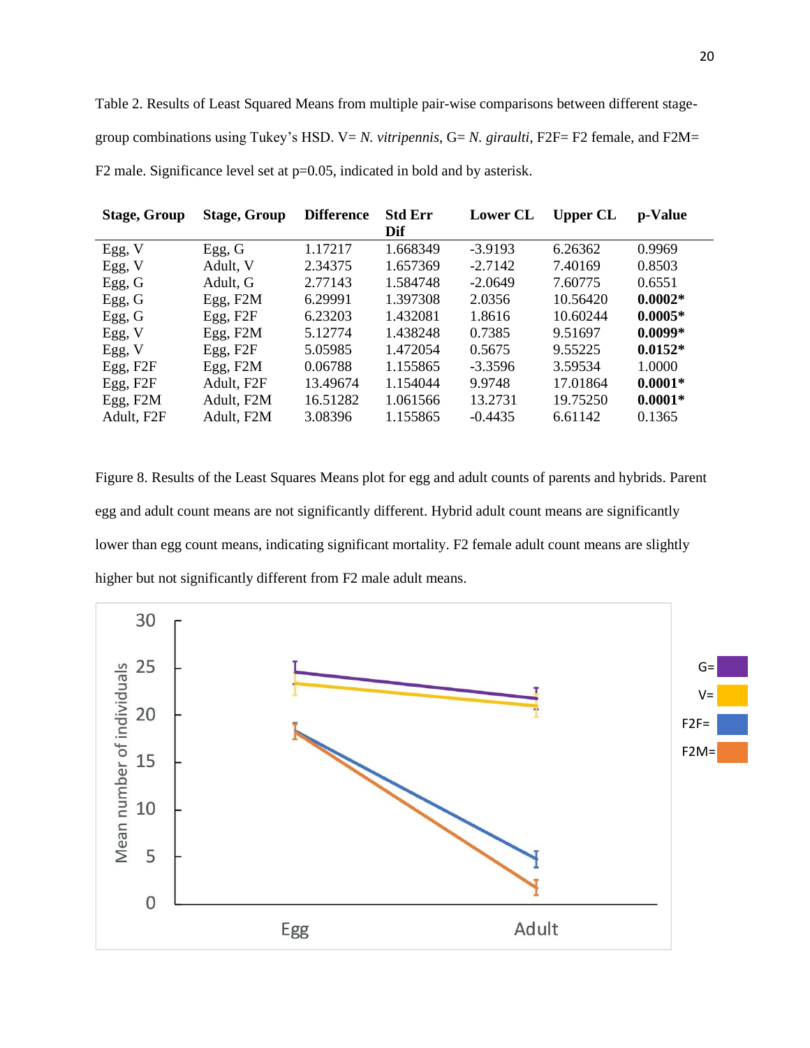Table 2. Results of Least Squared Means from multiple pair-wise comparisons between different stage-group combinations using Tukey's HSD. V= *N. vitripennis*, G= *N. giraulti*, F2F= F2 female, and F2M= F2 male. Significance level set at p=0.05, indicated in bold and by asterisk.

| Stage, Group | Stage, Group | Difference | Std Err Dif | Lower CL | Upper CL | p-Value |
|---|---|---|---|---|---|---|
| Egg, V | Egg, G | 1.17217 | 1.668349 | -3.9193 | 6.26362 | 0.9969 |
| Egg, V | Adult, V | 2.34375 | 1.657369 | -2.7142 | 7.40169 | 0.8503 |
| Egg, G | Adult, G | 2.77143 | 1.584748 | -2.0649 | 7.60775 | 0.6551 |
| Egg, G | Egg, F2M | 6.29991 | 1.397308 | 2.0356 | 10.56420 | **0.0002*** |
| Egg, G | Egg, F2F | 6.23203 | 1.432081 | 1.8616 | 10.60244 | **0.0005*** |
| Egg, V | Egg, F2M | 5.12774 | 1.438248 | 0.7385 | 9.51697 | **0.0099*** |
| Egg, V | Egg, F2F | 5.05985 | 1.472054 | 0.5675 | 9.55225 | **0.0152*** |
| Egg, F2F | Egg, F2M | 0.06788 | 1.155865 | -3.3596 | 3.59534 | 1.0000 |
| Egg, F2F | Adult, F2F | 13.49674 | 1.154044 | 9.9748 | 17.01864 | **0.0001*** |
| Egg, F2M | Adult, F2M | 16.51282 | 1.061566 | 13.2731 | 19.75250 | **0.0001*** |
| Adult, F2F | Adult, F2M | 3.08396 | 1.155865 | -0.4435 | 6.61142 | 0.1365 |

Figure 8. Results of the Least Squares Means plot for egg and adult counts of parents and hybrids. Parent egg and adult count means are not significantly different. Hybrid adult count means are significantly lower than egg count means, indicating significant mortality. F2 female adult count means are slightly higher but not significantly different from F2 male adult means.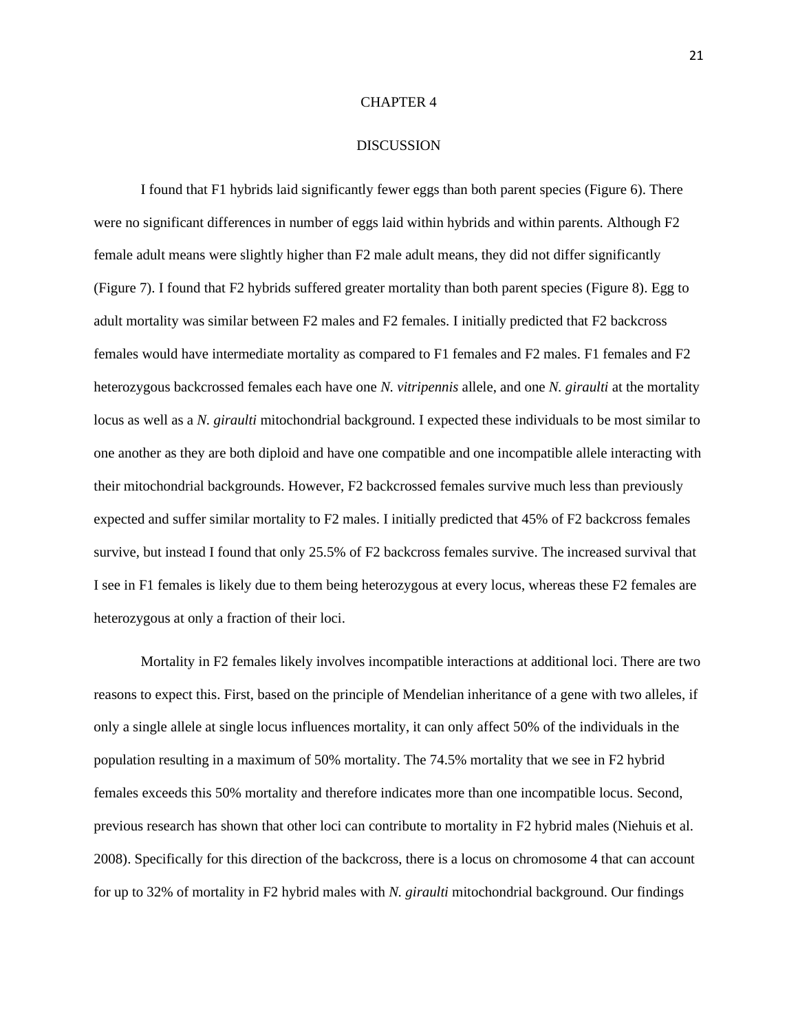# CHAPTER 4

## DISCUSSION

I found that F1 hybrids laid significantly fewer eggs than both parent species (Figure 6). There were no significant differences in number of eggs laid within hybrids and within parents. Although F2 female adult means were slightly higher than F2 male adult means, they did not differ significantly (Figure 7). I found that F2 hybrids suffered greater mortality than both parent species (Figure 8). Egg to adult mortality was similar between F2 males and F2 females. I initially predicted that F2 backcross females would have intermediate mortality as compared to F1 females and F2 males. F1 females and F2 heterozygous backcrossed females each have one *N. vitripennis* allele, and one *N. giraulti* at the mortality locus as well as a *N. giraulti* mitochondrial background. I expected these individuals to be most similar to one another as they are both diploid and have one compatible and one incompatible allele interacting with their mitochondrial backgrounds. However, F2 backcrossed females survive much less than previously expected and suffer similar mortality to F2 males. I initially predicted that 45% of F2 backcross females survive, but instead I found that only 25.5% of F2 backcross females survive. The increased survival that I see in F1 females is likely due to them being heterozygous at every locus, whereas these F2 females are heterozygous at only a fraction of their loci.

Mortality in F2 females likely involves incompatible interactions at additional loci. There are two reasons to expect this. First, based on the principle of Mendelian inheritance of a gene with two alleles, if only a single allele at single locus influences mortality, it can only affect 50% of the individuals in the population resulting in a maximum of 50% mortality. The 74.5% mortality that we see in F2 hybrid females exceeds this 50% mortality and therefore indicates more than one incompatible locus. Second, previous research has shown that other loci can contribute to mortality in F2 hybrid males (Niehuis et al. 2008). Specifically for this direction of the backcross, there is a locus on chromosome 4 that can account for up to 32% of mortality in F2 hybrid males with *N. giraulti* mitochondrial background. Our findings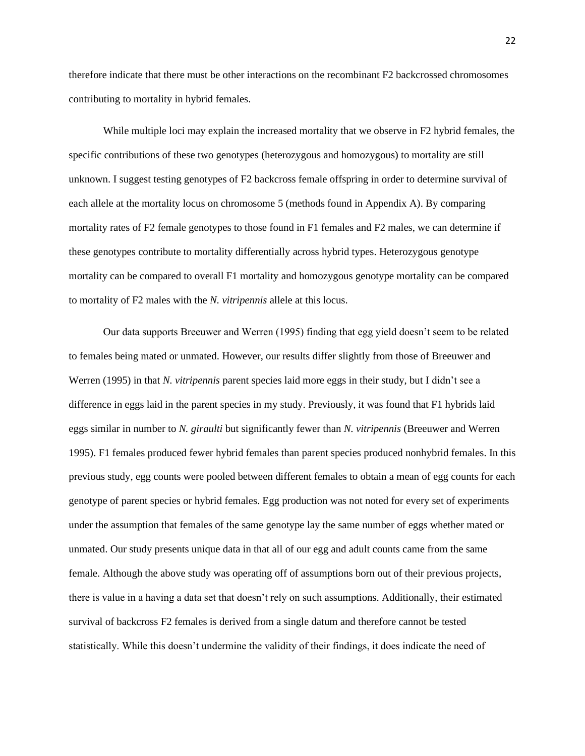therefore indicate that there must be other interactions on the recombinant F2 backcrossed chromosomes contributing to mortality in hybrid females.

While multiple loci may explain the increased mortality that we observe in F2 hybrid females, the specific contributions of these two genotypes (heterozygous and homozygous) to mortality are still unknown. I suggest testing genotypes of F2 backcross female offspring in order to determine survival of each allele at the mortality locus on chromosome 5 (methods found in Appendix A). By comparing mortality rates of F2 female genotypes to those found in F1 females and F2 males, we can determine if these genotypes contribute to mortality differentially across hybrid types. Heterozygous genotype mortality can be compared to overall F1 mortality and homozygous genotype mortality can be compared to mortality of F2 males with the *N. vitripennis* allele at this locus.

Our data supports Breeuwer and Werren (1995) finding that egg yield doesn't seem to be related to females being mated or unmated. However, our results differ slightly from those of Breeuwer and Werren (1995) in that *N. vitripennis* parent species laid more eggs in their study, but I didn't see a difference in eggs laid in the parent species in my study. Previously, it was found that F1 hybrids laid eggs similar in number to *N. giraulti* but significantly fewer than *N. vitripennis* (Breeuwer and Werren 1995). F1 females produced fewer hybrid females than parent species produced nonhybrid females. In this previous study, egg counts were pooled between different females to obtain a mean of egg counts for each genotype of parent species or hybrid females. Egg production was not noted for every set of experiments under the assumption that females of the same genotype lay the same number of eggs whether mated or unmated. Our study presents unique data in that all of our egg and adult counts came from the same female. Although the above study was operating off of assumptions born out of their previous projects, there is value in a having a data set that doesn't rely on such assumptions. Additionally, their estimated survival of backcross F2 females is derived from a single datum and therefore cannot be tested statistically. While this doesn't undermine the validity of their findings, it does indicate the need of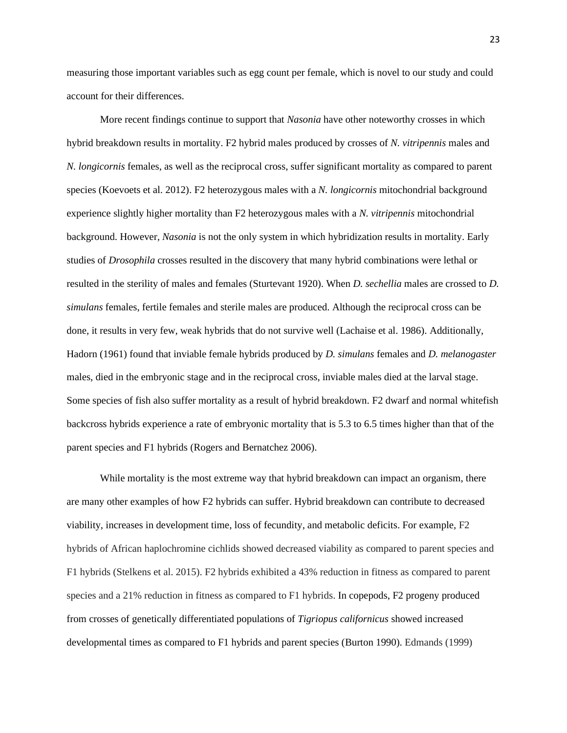measuring those important variables such as egg count per female, which is novel to our study and could account for their differences.

More recent findings continue to support that *Nasonia* have other noteworthy crosses in which hybrid breakdown results in mortality. F2 hybrid males produced by crosses of *N. vitripennis* males and *N. longicornis* females, as well as the reciprocal cross, suffer significant mortality as compared to parent species (Koevoets et al. 2012). F2 heterozygous males with a *N. longicornis* mitochondrial background experience slightly higher mortality than F2 heterozygous males with a *N. vitripennis* mitochondrial background. However, *Nasonia* is not the only system in which hybridization results in mortality. Early studies of *Drosophila* crosses resulted in the discovery that many hybrid combinations were lethal or resulted in the sterility of males and females (Sturtevant 1920). When *D. sechellia* males are crossed to *D. simulans* females, fertile females and sterile males are produced. Although the reciprocal cross can be done, it results in very few, weak hybrids that do not survive well (Lachaise et al. 1986). Additionally, Hadorn (1961) found that inviable female hybrids produced by *D. simulans* females and *D. melanogaster* males, died in the embryonic stage and in the reciprocal cross, inviable males died at the larval stage. Some species of fish also suffer mortality as a result of hybrid breakdown. F2 dwarf and normal whitefish backcross hybrids experience a rate of embryonic mortality that is 5.3 to 6.5 times higher than that of the parent species and F1 hybrids (Rogers and Bernatchez 2006).

While mortality is the most extreme way that hybrid breakdown can impact an organism, there are many other examples of how F2 hybrids can suffer. Hybrid breakdown can contribute to decreased viability, increases in development time, loss of fecundity, and metabolic deficits. For example, F2 hybrids of African haplochromine cichlids showed decreased viability as compared to parent species and F1 hybrids (Stelkens et al. 2015). F2 hybrids exhibited a 43% reduction in fitness as compared to parent species and a 21% reduction in fitness as compared to F1 hybrids. In copepods, F2 progeny produced from crosses of genetically differentiated populations of *Tigriopus californicus* showed increased developmental times as compared to F1 hybrids and parent species (Burton 1990). Edmands (1999)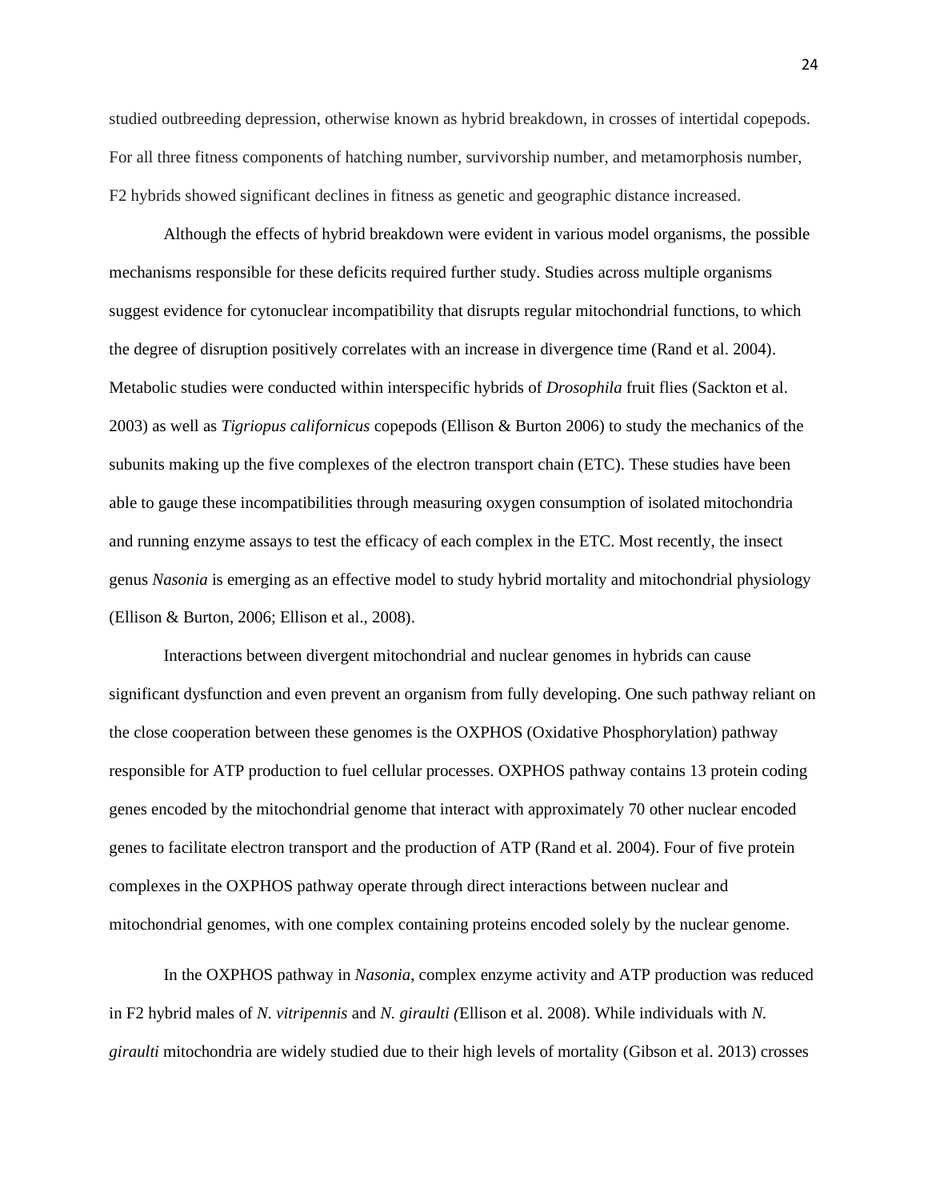studied outbreeding depression, otherwise known as hybrid breakdown, in crosses of intertidal copepods. For all three fitness components of hatching number, survivorship number, and metamorphosis number, F2 hybrids showed significant declines in fitness as genetic and geographic distance increased.

Although the effects of hybrid breakdown were evident in various model organisms, the possible mechanisms responsible for these deficits required further study. Studies across multiple organisms suggest evidence for cytonuclear incompatibility that disrupts regular mitochondrial functions, to which the degree of disruption positively correlates with an increase in divergence time (Rand et al. 2004). Metabolic studies were conducted within interspecific hybrids of *Drosophila* fruit flies (Sackton et al. 2003) as well as *Tigriopus californicus* copepods (Ellison & Burton 2006) to study the mechanics of the subunits making up the five complexes of the electron transport chain (ETC). These studies have been able to gauge these incompatibilities through measuring oxygen consumption of isolated mitochondria and running enzyme assays to test the efficacy of each complex in the ETC. Most recently, the insect genus *Nasonia* is emerging as an effective model to study hybrid mortality and mitochondrial physiology (Ellison & Burton, 2006; Ellison et al., 2008).

Interactions between divergent mitochondrial and nuclear genomes in hybrids can cause significant dysfunction and even prevent an organism from fully developing. One such pathway reliant on the close cooperation between these genomes is the OXPHOS (Oxidative Phosphorylation) pathway responsible for ATP production to fuel cellular processes. OXPHOS pathway contains 13 protein coding genes encoded by the mitochondrial genome that interact with approximately 70 other nuclear encoded genes to facilitate electron transport and the production of ATP (Rand et al. 2004). Four of five protein complexes in the OXPHOS pathway operate through direct interactions between nuclear and mitochondrial genomes, with one complex containing proteins encoded solely by the nuclear genome.

In the OXPHOS pathway in *Nasonia*, complex enzyme activity and ATP production was reduced in F2 hybrid males of *N. vitripennis* and *N. giraulti (*Ellison et al. 2008). While individuals with *N. giraulti* mitochondria are widely studied due to their high levels of mortality (Gibson et al. 2013) crosses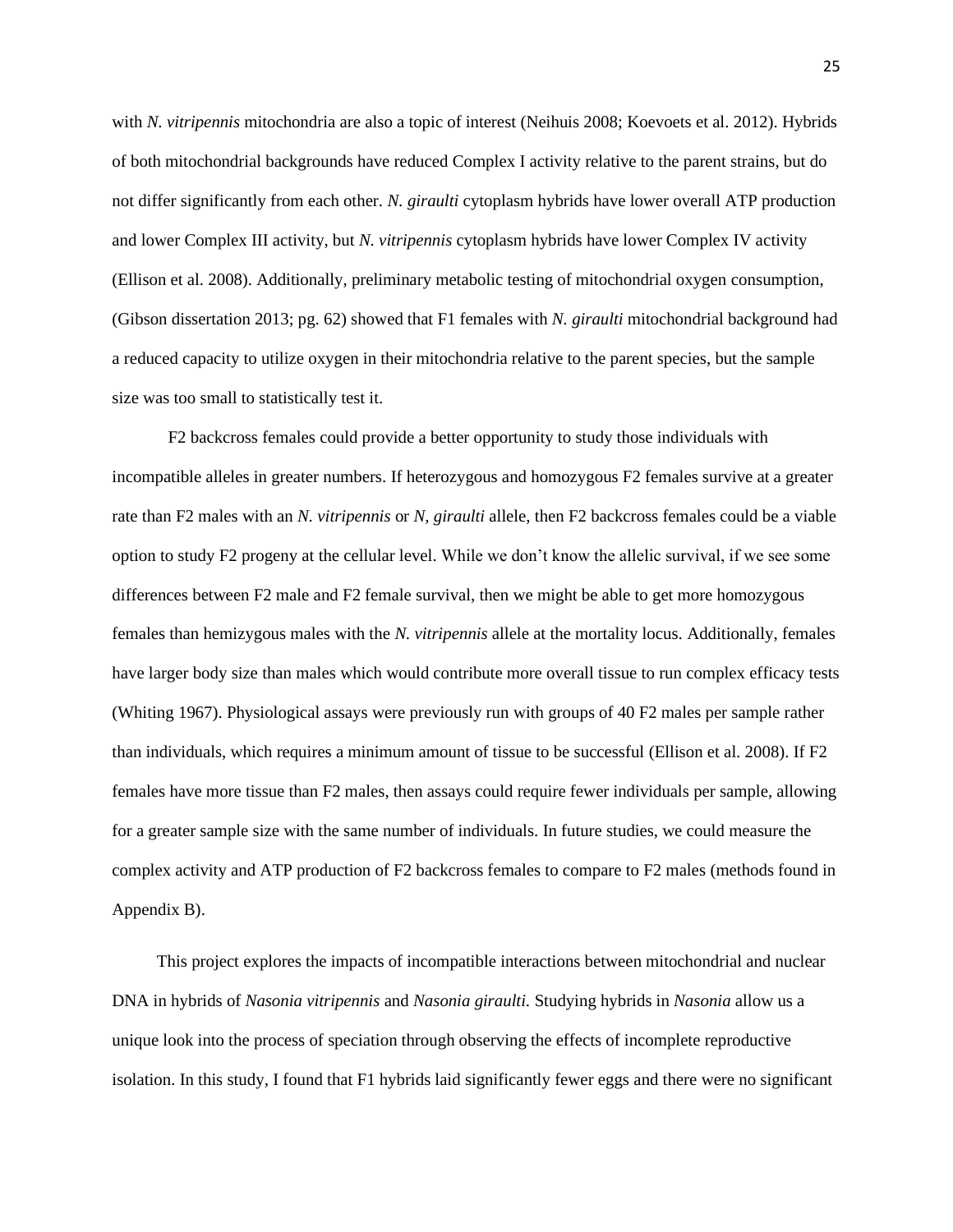with *N. vitripennis* mitochondria are also a topic of interest (Neihuis 2008; Koevoets et al. 2012). Hybrids of both mitochondrial backgrounds have reduced Complex I activity relative to the parent strains, but do not differ significantly from each other. *N. giraulti* cytoplasm hybrids have lower overall ATP production and lower Complex III activity, but *N. vitripennis* cytoplasm hybrids have lower Complex IV activity (Ellison et al. 2008). Additionally, preliminary metabolic testing of mitochondrial oxygen consumption, (Gibson dissertation 2013; pg. 62) showed that F1 females with *N. giraulti* mitochondrial background had a reduced capacity to utilize oxygen in their mitochondria relative to the parent species, but the sample size was too small to statistically test it.

F2 backcross females could provide a better opportunity to study those individuals with incompatible alleles in greater numbers. If heterozygous and homozygous F2 females survive at a greater rate than F2 males with an *N. vitripennis* or *N, giraulti* allele, then F2 backcross females could be a viable option to study F2 progeny at the cellular level. While we don't know the allelic survival, if we see some differences between F2 male and F2 female survival, then we might be able to get more homozygous females than hemizygous males with the *N. vitripennis* allele at the mortality locus. Additionally, females have larger body size than males which would contribute more overall tissue to run complex efficacy tests (Whiting 1967). Physiological assays were previously run with groups of 40 F2 males per sample rather than individuals, which requires a minimum amount of tissue to be successful (Ellison et al. 2008). If F2 females have more tissue than F2 males, then assays could require fewer individuals per sample, allowing for a greater sample size with the same number of individuals. In future studies, we could measure the complex activity and ATP production of F2 backcross females to compare to F2 males (methods found in Appendix B).

This project explores the impacts of incompatible interactions between mitochondrial and nuclear DNA in hybrids of *Nasonia vitripennis* and *Nasonia giraulti*. Studying hybrids in *Nasonia* allow us a unique look into the process of speciation through observing the effects of incomplete reproductive isolation. In this study, I found that F1 hybrids laid significantly fewer eggs and there were no significant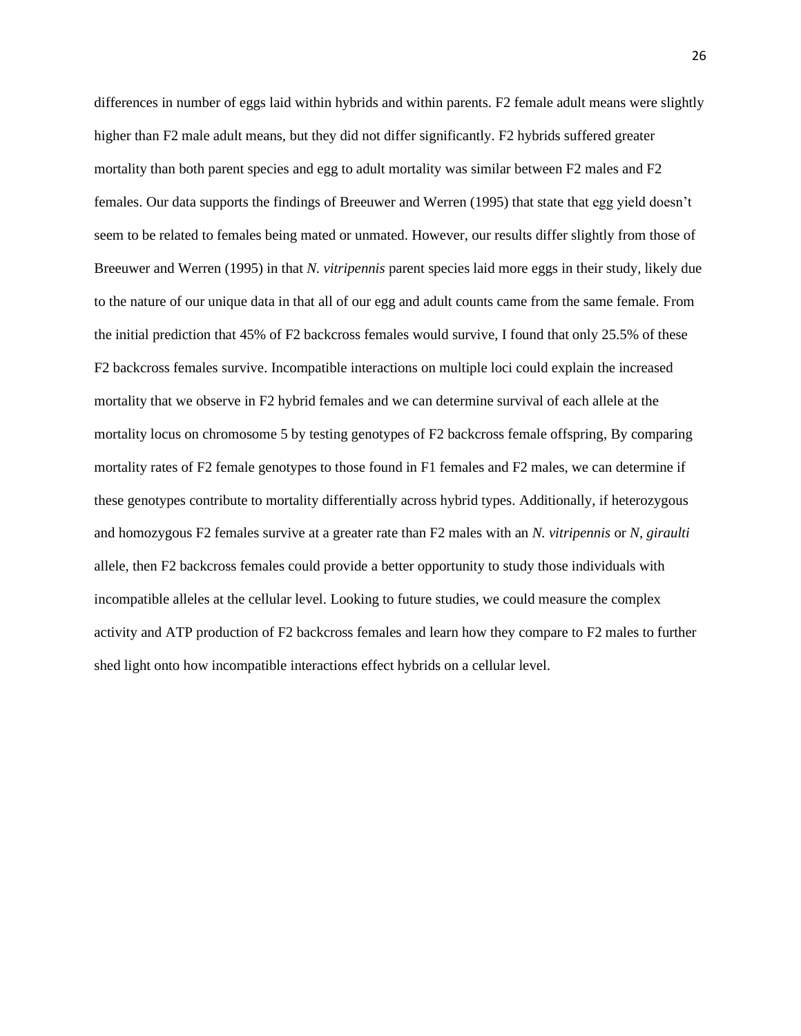differences in number of eggs laid within hybrids and within parents. F2 female adult means were slightly higher than F2 male adult means, but they did not differ significantly. F2 hybrids suffered greater mortality than both parent species and egg to adult mortality was similar between F2 males and F2 females. Our data supports the findings of Breeuwer and Werren (1995) that state that egg yield doesn't seem to be related to females being mated or unmated. However, our results differ slightly from those of Breeuwer and Werren (1995) in that *N. vitripennis* parent species laid more eggs in their study, likely due to the nature of our unique data in that all of our egg and adult counts came from the same female. From the initial prediction that 45% of F2 backcross females would survive, I found that only 25.5% of these F2 backcross females survive. Incompatible interactions on multiple loci could explain the increased mortality that we observe in F2 hybrid females and we can determine survival of each allele at the mortality locus on chromosome 5 by testing genotypes of F2 backcross female offspring, By comparing mortality rates of F2 female genotypes to those found in F1 females and F2 males, we can determine if these genotypes contribute to mortality differentially across hybrid types. Additionally, if heterozygous and homozygous F2 females survive at a greater rate than F2 males with an *N. vitripennis* or *N, giraulti* allele, then F2 backcross females could provide a better opportunity to study those individuals with incompatible alleles at the cellular level. Looking to future studies, we could measure the complex activity and ATP production of F2 backcross females and learn how they compare to F2 males to further shed light onto how incompatible interactions effect hybrids on a cellular level.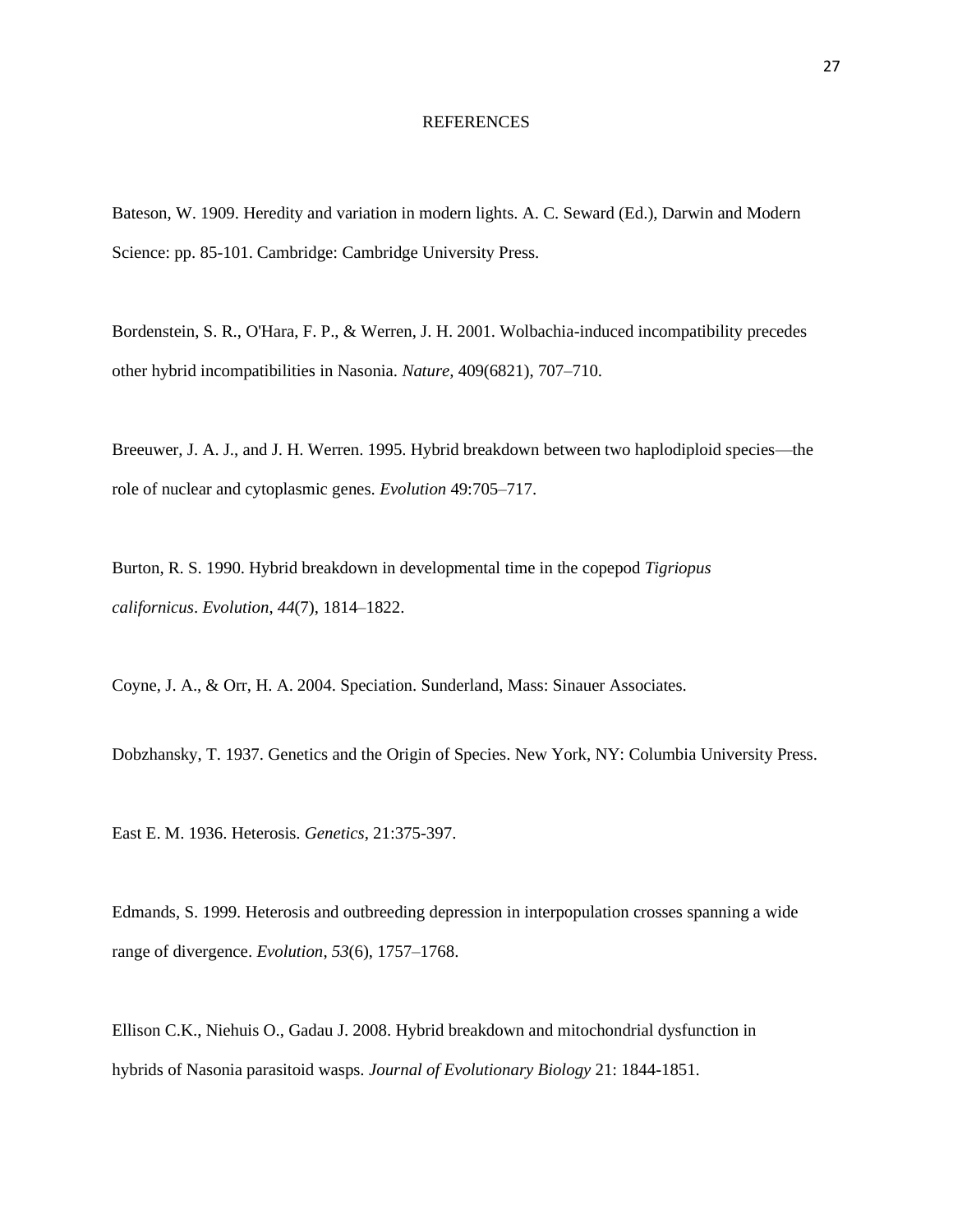# REFERENCES

Bateson, W. 1909. Heredity and variation in modern lights. A. C. Seward (Ed.), Darwin and Modern Science: pp. 85-101. Cambridge: Cambridge University Press.

Bordenstein, S. R., O'Hara, F. P., & Werren, J. H. 2001. Wolbachia-induced incompatibility precedes other hybrid incompatibilities in Nasonia. *Nature*, 409(6821), 707–710.

Breeuwer, J. A. J., and J. H. Werren. 1995. Hybrid breakdown between two haplodiploid species—the role of nuclear and cytoplasmic genes. *Evolution* 49:705–717.

Burton, R. S. 1990. Hybrid breakdown in developmental time in the copepod *Tigriopus californicus*. *Evolution*, *44*(7), 1814–1822.

Coyne, J. A., & Orr, H. A. 2004. Speciation. Sunderland, Mass: Sinauer Associates.

Dobzhansky, T. 1937. Genetics and the Origin of Species. New York, NY: Columbia University Press.

East E. M. 1936. Heterosis. *Genetics*, 21:375-397.

Edmands, S. 1999. Heterosis and outbreeding depression in interpopulation crosses spanning a wide range of divergence. *Evolution*, *53*(6), 1757–1768.

Ellison C.K., Niehuis O., Gadau J. 2008. Hybrid breakdown and mitochondrial dysfunction in hybrids of Nasonia parasitoid wasps. *Journal of Evolutionary Biology* 21: 1844-1851.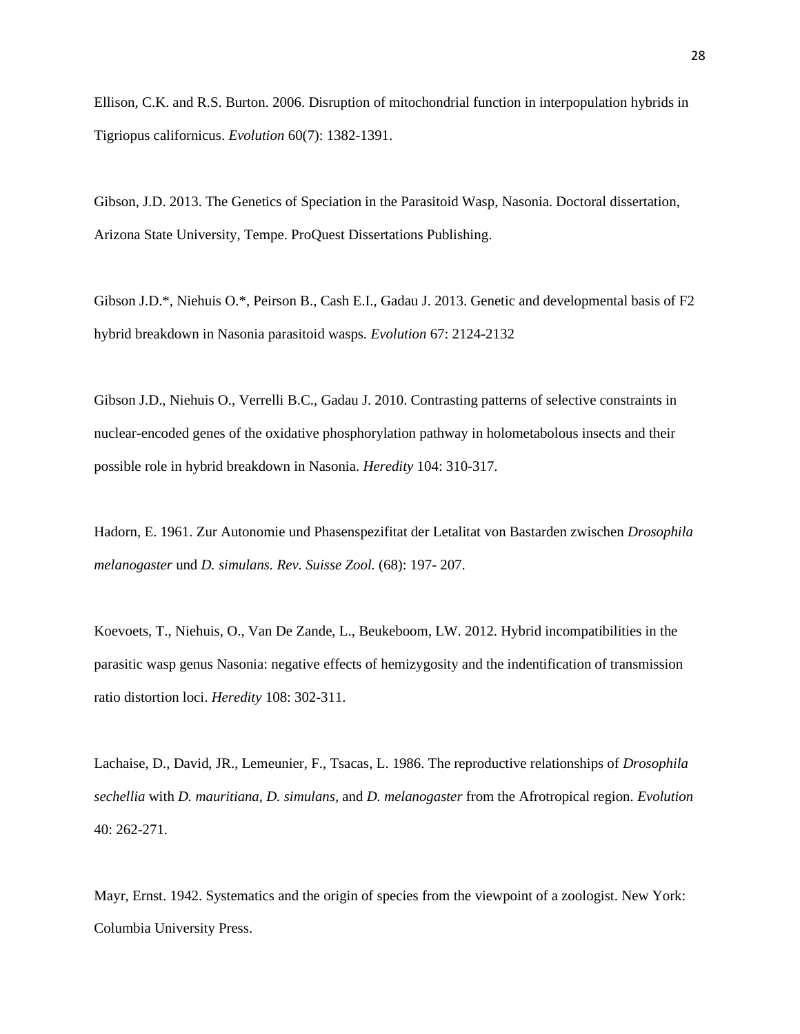Ellison, C.K. and R.S. Burton. 2006. Disruption of mitochondrial function in interpopulation hybrids in Tigriopus californicus. *Evolution* 60(7): 1382-1391.

Gibson, J.D. 2013. The Genetics of Speciation in the Parasitoid Wasp, Nasonia. Doctoral dissertation, Arizona State University, Tempe. ProQuest Dissertations Publishing.

Gibson J.D.*, Niehuis O.*, Peirson B., Cash E.I., Gadau J. 2013. Genetic and developmental basis of F2 hybrid breakdown in Nasonia parasitoid wasps. *Evolution* 67: 2124-2132

Gibson J.D., Niehuis O., Verrelli B.C., Gadau J. 2010. Contrasting patterns of selective constraints in nuclear-encoded genes of the oxidative phosphorylation pathway in holometabolous insects and their possible role in hybrid breakdown in Nasonia. *Heredity* 104: 310-317.

Hadorn, E. 1961. Zur Autonomie und Phasenspezifitat der Letalitat von Bastarden zwischen *Drosophila melanogaster* und *D. simulans. Rev. Suisse Zool.* (68): 197- 207.

Koevoets, T., Niehuis, O., Van De Zande, L., Beukeboom, LW. 2012. Hybrid incompatibilities in the parasitic wasp genus Nasonia: negative effects of hemizygosity and the indentification of transmission ratio distortion loci. *Heredity* 108: 302-311.

Lachaise, D., David, JR., Lemeunier, F., Tsacas, L. 1986. The reproductive relationships of *Drosophila sechellia* with *D. mauritiana, D. simulans*, and *D. melanogaster* from the Afrotropical region. *Evolution* 40: 262-271.

Mayr, Ernst. 1942. Systematics and the origin of species from the viewpoint of a zoologist. New York: Columbia University Press.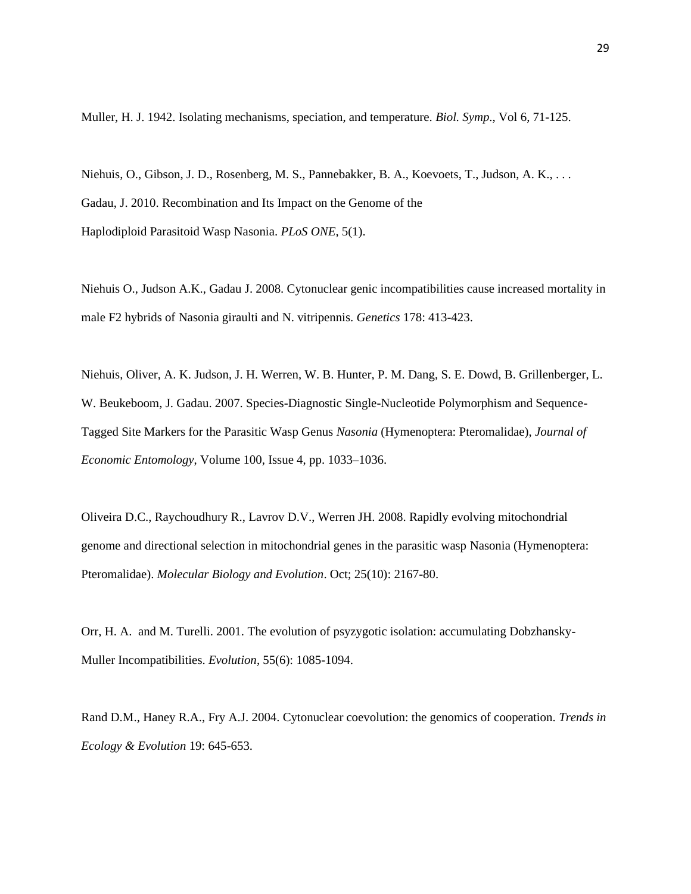Muller, H. J. 1942. Isolating mechanisms, speciation, and temperature. *Biol. Symp*., Vol 6, 71-125.

Niehuis, O., Gibson, J. D., Rosenberg, M. S., Pannebakker, B. A., Koevoets, T., Judson, A. K., . . . Gadau, J. 2010. Recombination and Its Impact on the Genome of the Haplodiploid Parasitoid Wasp Nasonia. *PLoS ONE*, 5(1).

Niehuis O., Judson A.K., Gadau J. 2008. Cytonuclear genic incompatibilities cause increased mortality in male F2 hybrids of Nasonia giraulti and N. vitripennis. *Genetics* 178: 413-423.

Niehuis, Oliver, A. K. Judson, J. H. Werren, W. B. Hunter, P. M. Dang, S. E. Dowd, B. Grillenberger, L. W. Beukeboom, J. Gadau. 2007. Species-Diagnostic Single-Nucleotide Polymorphism and Sequence-Tagged Site Markers for the Parasitic Wasp Genus *Nasonia* (Hymenoptera: Pteromalidae), *Journal of Economic Entomology*, Volume 100, Issue 4, pp. 1033–1036.

Oliveira D.C., Raychoudhury R., Lavrov D.V., Werren JH. 2008. Rapidly evolving mitochondrial genome and directional selection in mitochondrial genes in the parasitic wasp Nasonia (Hymenoptera: Pteromalidae). *Molecular Biology and Evolution*. Oct; 25(10): 2167-80.

Orr, H. A. and M. Turelli. 2001. The evolution of psyzygotic isolation: accumulating Dobzhansky-Muller Incompatibilities. *Evolution*, 55(6): 1085-1094.

Rand D.M., Haney R.A., Fry A.J. 2004. Cytonuclear coevolution: the genomics of cooperation. *Trends in Ecology & Evolution* 19: 645-653.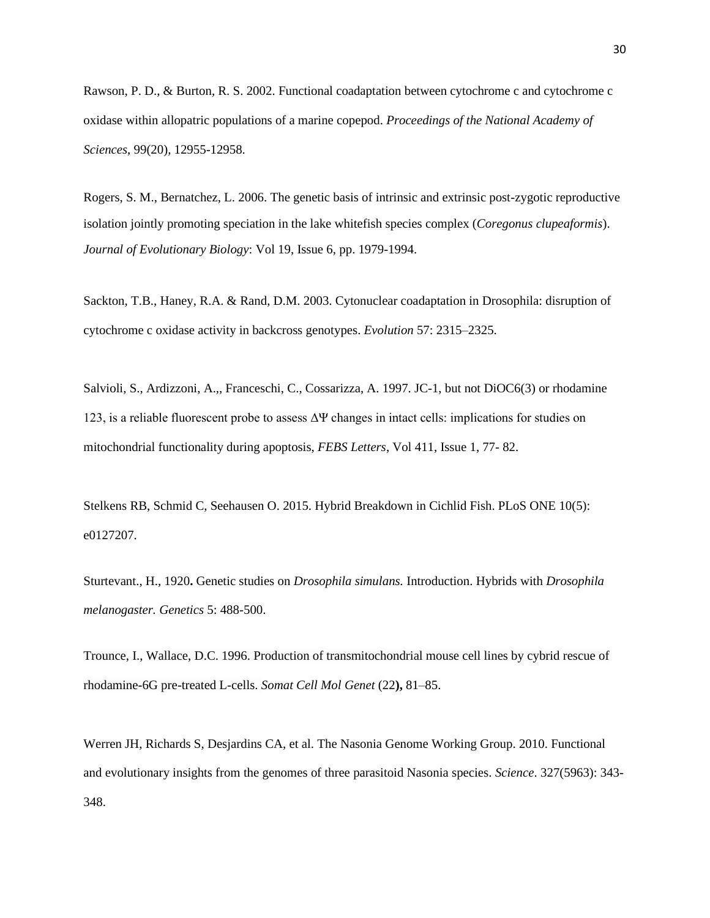Rawson, P. D., & Burton, R. S. 2002. Functional coadaptation between cytochrome c and cytochrome c oxidase within allopatric populations of a marine copepod. *Proceedings of the National Academy of Sciences*, 99(20), 12955-12958.

Rogers, S. M., Bernatchez, L. 2006. The genetic basis of intrinsic and extrinsic post-zygotic reproductive isolation jointly promoting speciation in the lake whitefish species complex (*Coregonus clupeaformis*). *Journal of Evolutionary Biology*: Vol 19, Issue 6, pp. 1979-1994.

Sackton, T.B., Haney, R.A. & Rand, D.M. 2003. Cytonuclear coadaptation in Drosophila: disruption of cytochrome c oxidase activity in backcross genotypes. *Evolution* 57: 2315–2325.

Salvioli, S., Ardizzoni, A.,, Franceschi, C., Cossarizza, A. 1997. JC-1, but not DiOC6(3) or rhodamine 123, is a reliable fluorescent probe to assess ΔΨ changes in intact cells: implications for studies on mitochondrial functionality during apoptosis, *FEBS Letters*, Vol 411, Issue 1, 77- 82.

Stelkens RB, Schmid C, Seehausen O. 2015. Hybrid Breakdown in Cichlid Fish. PLoS ONE 10(5): e0127207.

Sturtevant., H., 1920**.** Genetic studies on *Drosophila simulans.* Introduction. Hybrids with *Drosophila melanogaster. Genetics* 5: 488-500.

Trounce, I., Wallace, D.C. 1996. Production of transmitochondrial mouse cell lines by cybrid rescue of rhodamine-6G pre-treated L-cells. *Somat Cell Mol Genet* (22**),** 81–85.

Werren JH, Richards S, Desjardins CA, et al. The Nasonia Genome Working Group. 2010. Functional and evolutionary insights from the genomes of three parasitoid Nasonia species. *Science*. 327(5963): 343-348.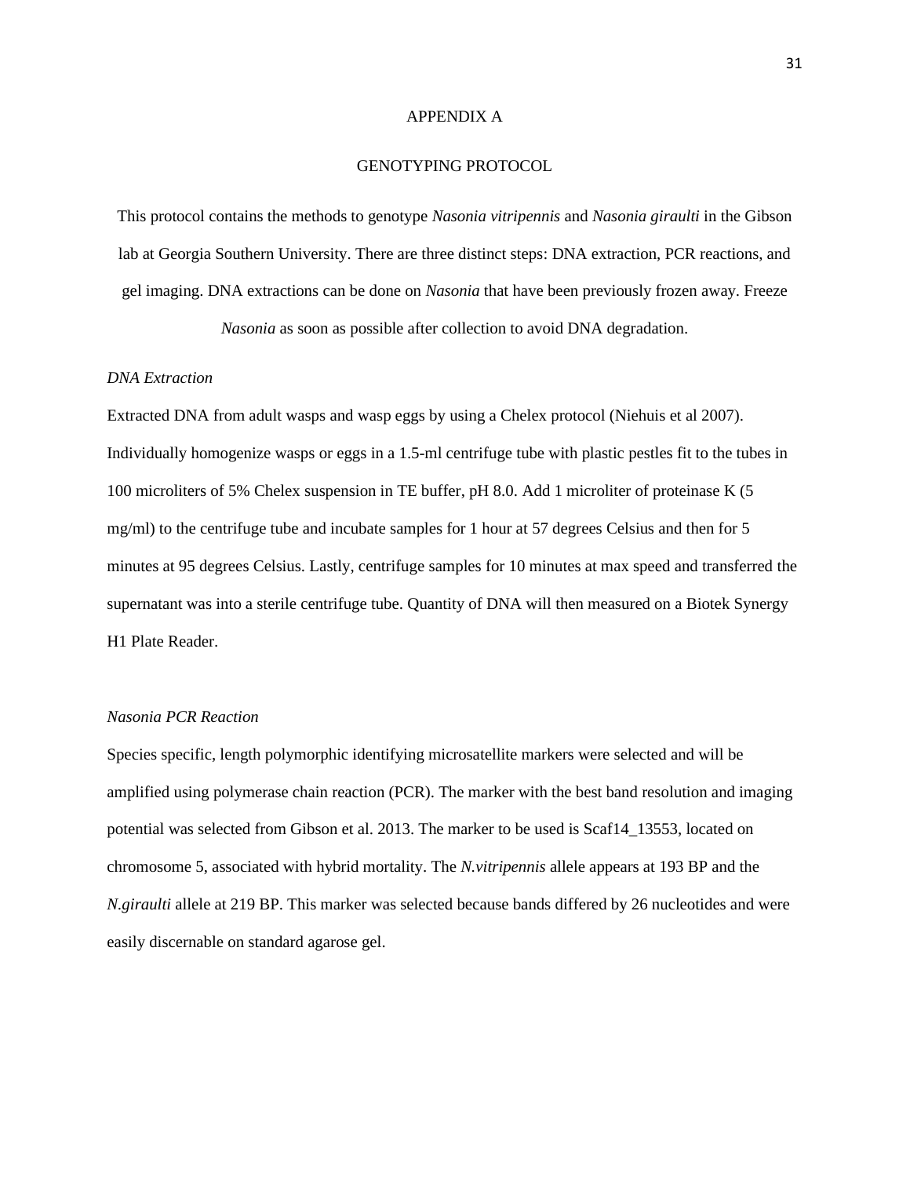# APPENDIX A

## GENOTYPING PROTOCOL

This protocol contains the methods to genotype *Nasonia vitripennis* and *Nasonia giraulti* in the Gibson lab at Georgia Southern University. There are three distinct steps: DNA extraction, PCR reactions, and gel imaging. DNA extractions can be done on *Nasonia* that have been previously frozen away. Freeze *Nasonia* as soon as possible after collection to avoid DNA degradation.

### *DNA Extraction*

Extracted DNA from adult wasps and wasp eggs by using a Chelex protocol (Niehuis et al 2007). Individually homogenize wasps or eggs in a 1.5-ml centrifuge tube with plastic pestles fit to the tubes in 100 microliters of 5% Chelex suspension in TE buffer, pH 8.0. Add 1 microliter of proteinase K (5 mg/ml) to the centrifuge tube and incubate samples for 1 hour at 57 degrees Celsius and then for 5 minutes at 95 degrees Celsius. Lastly, centrifuge samples for 10 minutes at max speed and transferred the supernatant was into a sterile centrifuge tube. Quantity of DNA will then measured on a Biotek Synergy H1 Plate Reader.

### *Nasonia PCR Reaction*

Species specific, length polymorphic identifying microsatellite markers were selected and will be amplified using polymerase chain reaction (PCR). The marker with the best band resolution and imaging potential was selected from Gibson et al. 2013. The marker to be used is Scaf14_13553, located on chromosome 5, associated with hybrid mortality. The *N.vitripennis* allele appears at 193 BP and the *N.giraulti* allele at 219 BP. This marker was selected because bands differed by 26 nucleotides and were easily discernable on standard agarose gel.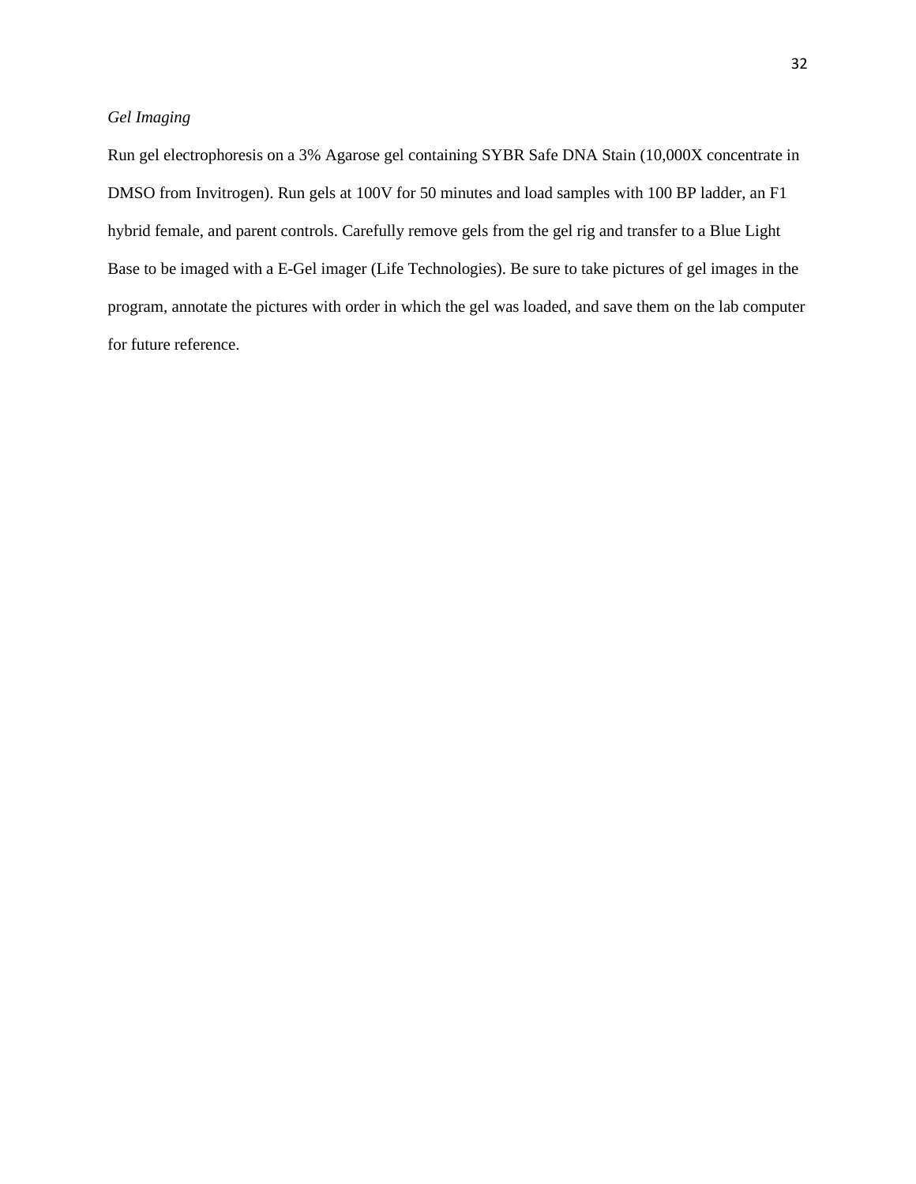*Gel Imaging*

Run gel electrophoresis on a 3% Agarose gel containing SYBR Safe DNA Stain (10,000X concentrate in DMSO from Invitrogen). Run gels at 100V for 50 minutes and load samples with 100 BP ladder, an F1 hybrid female, and parent controls. Carefully remove gels from the gel rig and transfer to a Blue Light Base to be imaged with a E-Gel imager (Life Technologies). Be sure to take pictures of gel images in the program, annotate the pictures with order in which the gel was loaded, and save them on the lab computer for future reference.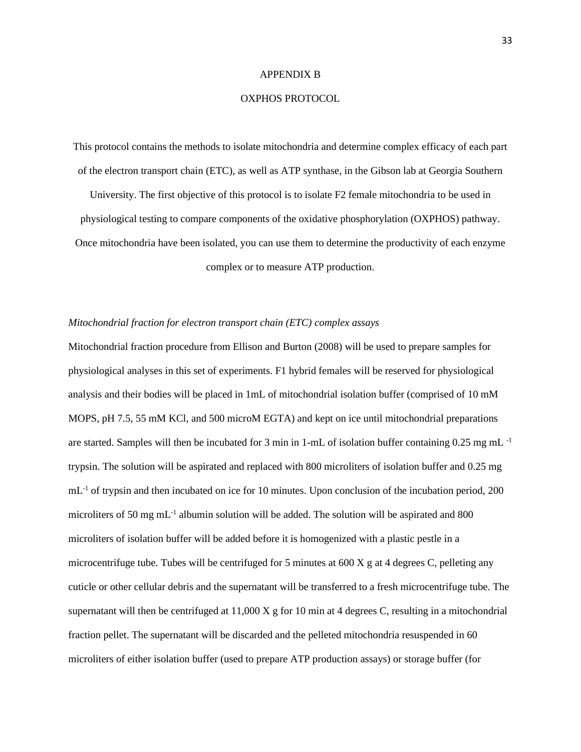# APPENDIX B

## OXPHOS PROTOCOL

This protocol contains the methods to isolate mitochondria and determine complex efficacy of each part of the electron transport chain (ETC), as well as ATP synthase, in the Gibson lab at Georgia Southern University. The first objective of this protocol is to isolate F2 female mitochondria to be used in physiological testing to compare components of the oxidative phosphorylation (OXPHOS) pathway. Once mitochondria have been isolated, you can use them to determine the productivity of each enzyme complex or to measure ATP production.

*Mitochondrial fraction for electron transport chain (ETC) complex assays*

Mitochondrial fraction procedure from Ellison and Burton (2008) will be used to prepare samples for physiological analyses in this set of experiments. F1 hybrid females will be reserved for physiological analysis and their bodies will be placed in 1mL of mitochondrial isolation buffer (comprised of 10 mM MOPS, pH 7.5, 55 mM KCl, and 500 microM EGTA) and kept on ice until mitochondrial preparations are started. Samples will then be incubated for 3 min in 1-mL of isolation buffer containing 0.25 mg mL $^{-1}$ trypsin. The solution will be aspirated and replaced with 800 microliters of isolation buffer and 0.25 mg mL$^{-1}$ of trypsin and then incubated on ice for 10 minutes. Upon conclusion of the incubation period, 200 microliters of 50 mg mL$^{-1}$ albumin solution will be added. The solution will be aspirated and 800 microliters of isolation buffer will be added before it is homogenized with a plastic pestle in a microcentrifuge tube. Tubes will be centrifuged for 5 minutes at 600 X g at 4 degrees C, pelleting any cuticle or other cellular debris and the supernatant will be transferred to a fresh microcentrifuge tube. The supernatant will then be centrifuged at 11,000 X g for 10 min at 4 degrees C, resulting in a mitochondrial fraction pellet. The supernatant will be discarded and the pelleted mitochondria resuspended in 60 microliters of either isolation buffer (used to prepare ATP production assays) or storage buffer (for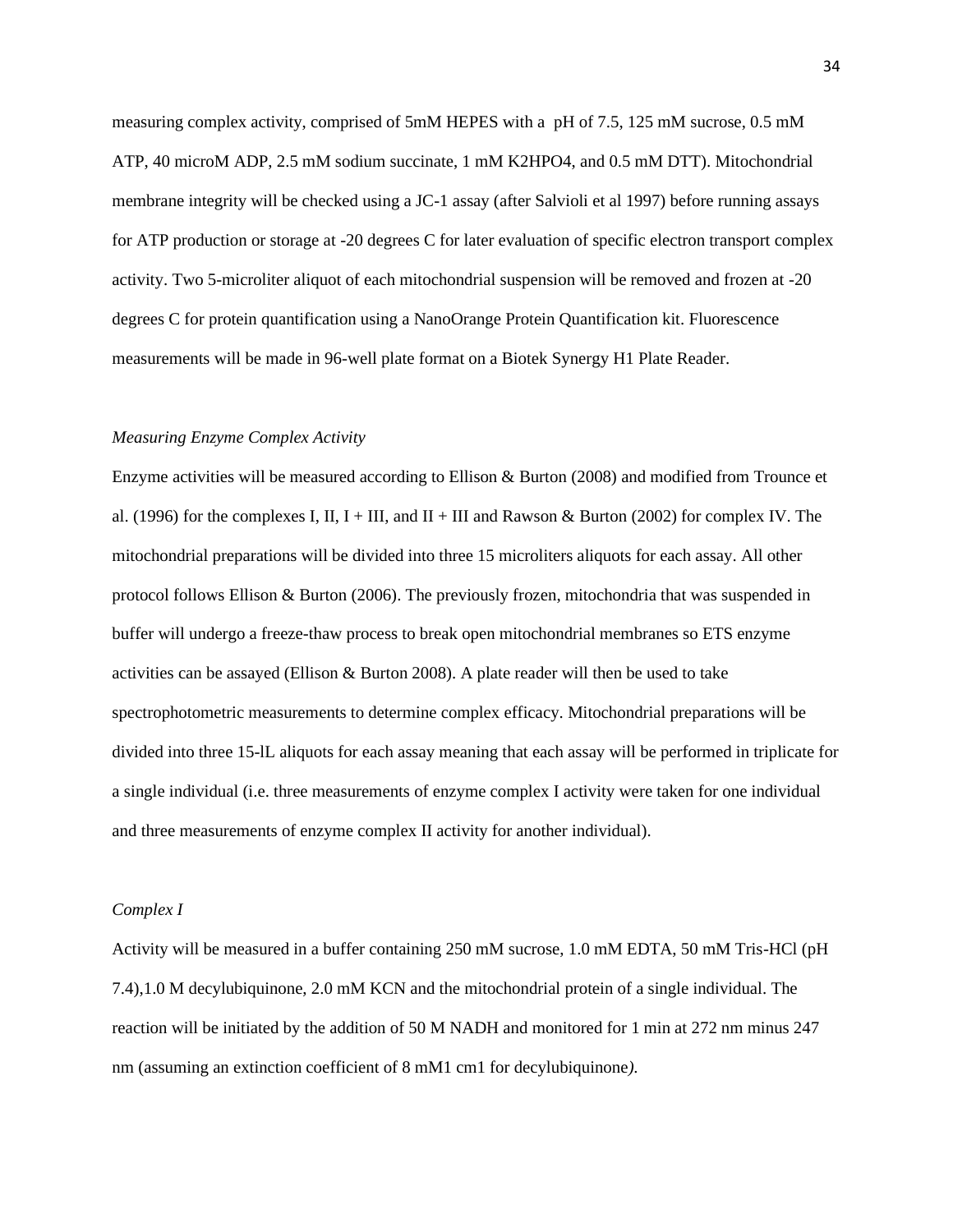measuring complex activity, comprised of 5mM HEPES with a pH of 7.5, 125 mM sucrose, 0.5 mM ATP, 40 microM ADP, 2.5 mM sodium succinate, 1 mM $K_2HPO_4$, and 0.5 mM DTT). Mitochondrial membrane integrity will be checked using a JC-1 assay (after Salvioli et al 1997) before running assays for ATP production or storage at -20 degrees C for later evaluation of specific electron transport complex activity. Two 5-microliter aliquot of each mitochondrial suspension will be removed and frozen at -20 degrees C for protein quantification using a NanoOrange Protein Quantification kit. Fluorescence measurements will be made in 96-well plate format on a Biotek Synergy H1 Plate Reader.

*Measuring Enzyme Complex Activity*

Enzyme activities will be measured according to Ellison & Burton (2008) and modified from Trounce et al. (1996) for the complexes I, II, I + III, and II + III and Rawson & Burton (2002) for complex IV. The mitochondrial preparations will be divided into three 15 microliters aliquots for each assay. All other protocol follows Ellison & Burton (2006). The previously frozen, mitochondria that was suspended in buffer will undergo a freeze-thaw process to break open mitochondrial membranes so ETS enzyme activities can be assayed (Ellison & Burton 2008). A plate reader will then be used to take spectrophotometric measurements to determine complex efficacy. Mitochondrial preparations will be divided into three 15-lL aliquots for each assay meaning that each assay will be performed in triplicate for a single individual (i.e. three measurements of enzyme complex I activity were taken for one individual and three measurements of enzyme complex II activity for another individual).

*Complex I*

Activity will be measured in a buffer containing 250 mM sucrose, 1.0 mM EDTA, 50 mM Tris-HCl (pH 7.4),1.0 M decylubiquinone, 2.0 mM KCN and the mitochondrial protein of a single individual. The reaction will be initiated by the addition of 50 M NADH and monitored for 1 min at 272 nm minus 247 nm (assuming an extinction coefficient of 8 mM1 cm1 for decylubiquinone*).*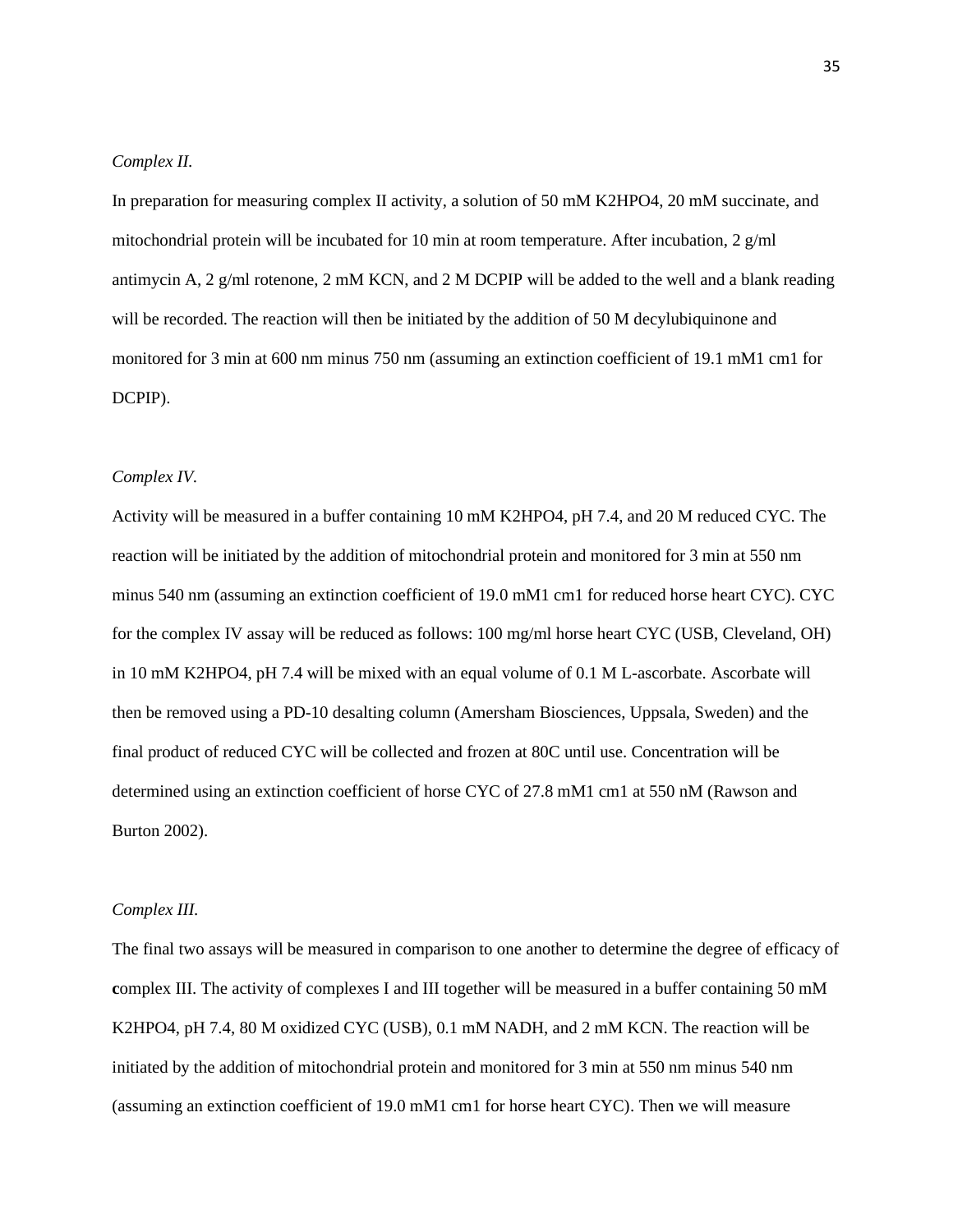*Complex II.*

In preparation for measuring complex II activity, a solution of 50 mM $K_2HPO_4$, 20 mM succinate, and mitochondrial protein will be incubated for 10 min at room temperature. After incubation, 2 g/ml antimycin A, 2 g/ml rotenone, 2 mM KCN, and 2 M DCPIP will be added to the well and a blank reading will be recorded. The reaction will then be initiated by the addition of 50 M decylubiquinone and monitored for 3 min at 600 nm minus 750 nm (assuming an extinction coefficient of 19.1 mM1 cm1 for DCPIP).

*Complex IV.*

Activity will be measured in a buffer containing 10 mM $K_2HPO_4$, pH 7.4, and 20 M reduced CYC. The reaction will be initiated by the addition of mitochondrial protein and monitored for 3 min at 550 nm minus 540 nm (assuming an extinction coefficient of 19.0 mM1 cm1 for reduced horse heart CYC). CYC for the complex IV assay will be reduced as follows: 100 mg/ml horse heart CYC (USB, Cleveland, OH) in 10 mM $K_2HPO_4$, pH 7.4 will be mixed with an equal volume of 0.1 M L-ascorbate. Ascorbate will then be removed using a PD-10 desalting column (Amersham Biosciences, Uppsala, Sweden) and the final product of reduced CYC will be collected and frozen at 80C until use. Concentration will be determined using an extinction coefficient of horse CYC of 27.8 mM1 cm1 at 550 nM (Rawson and Burton 2002).

*Complex III.*

The final two assays will be measured in comparison to one another to determine the degree of efficacy of **c**omplex III. The activity of complexes I and III together will be measured in a buffer containing 50 mM $K_2HPO_4$, pH 7.4, 80 M oxidized CYC (USB), 0.1 mM NADH, and 2 mM KCN. The reaction will be initiated by the addition of mitochondrial protein and monitored for 3 min at 550 nm minus 540 nm (assuming an extinction coefficient of 19.0 mM1 cm1 for horse heart CYC). Then we will measure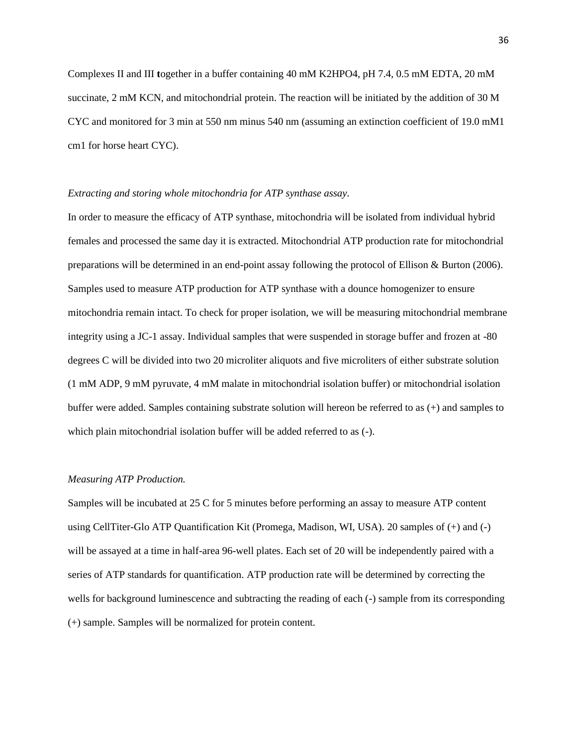Complexes II and III together in a buffer containing 40 mM $K_2HPO_4$, pH 7.4, 0.5 mM EDTA, 20 mM succinate, 2 mM KCN, and mitochondrial protein. The reaction will be initiated by the addition of 30 M CYC and monitored for 3 min at 550 nm minus 540 nm (assuming an extinction coefficient of 19.0 mM1 cm1 for horse heart CYC).

*Extracting and storing whole mitochondria for ATP synthase assay.*

In order to measure the efficacy of ATP synthase, mitochondria will be isolated from individual hybrid females and processed the same day it is extracted. Mitochondrial ATP production rate for mitochondrial preparations will be determined in an end-point assay following the protocol of Ellison & Burton (2006). Samples used to measure ATP production for ATP synthase with a dounce homogenizer to ensure mitochondria remain intact. To check for proper isolation, we will be measuring mitochondrial membrane integrity using a JC-1 assay. Individual samples that were suspended in storage buffer and frozen at -80 degrees C will be divided into two 20 microliter aliquots and five microliters of either substrate solution (1 mM ADP, 9 mM pyruvate, 4 mM malate in mitochondrial isolation buffer) or mitochondrial isolation buffer were added. Samples containing substrate solution will hereon be referred to as (+) and samples to which plain mitochondrial isolation buffer will be added referred to as (-).

*Measuring ATP Production.*

Samples will be incubated at 25 C for 5 minutes before performing an assay to measure ATP content using CellTiter-Glo ATP Quantification Kit (Promega, Madison, WI, USA). 20 samples of (+) and (-) will be assayed at a time in half-area 96-well plates. Each set of 20 will be independently paired with a series of ATP standards for quantification. ATP production rate will be determined by correcting the wells for background luminescence and subtracting the reading of each (-) sample from its corresponding (+) sample. Samples will be normalized for protein content.